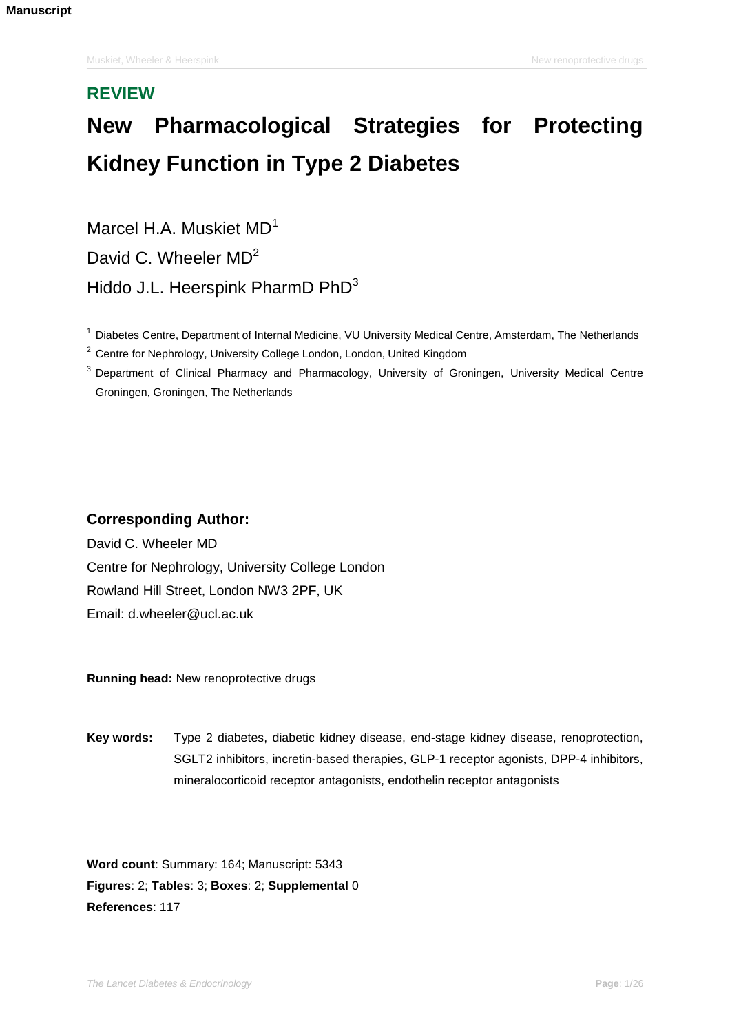**Manuscript**

## REVIEW

# New Pharmacological Strategies for Protecting Kidney Function in Type 2 Diabetes

Marcel H.A. Muskiet MD[1]

David C. Wheeler MD[2]

Hiddo J.L. Heerspink PharmD PhD[3]

[1] Diabetes Centre, Department of Internal Medicine, VU University Medical Centre, Amsterdam, The Netherlands

[2] Centre for Nephrology, University College London, London, United Kingdom

[3] Department of Clinical Pharmacy and Pharmacology, University of Groningen, University Medical Centre Groningen, Groningen, The Netherlands

**Corresponding Author:**

David C. Wheeler MD
Centre for Nephrology, University College London
Rowland Hill Street, London NW3 2PF, UK
Email: d.wheeler@ucl.ac.uk

**Running head:** New renoprotective drugs

**Key words:** Type 2 diabetes, diabetic kidney disease, end-stage kidney disease, renoprotection, SGLT2 inhibitors, incretin-based therapies, GLP-1 receptor agonists, DPP-4 inhibitors, mineralocorticoid receptor antagonists, endothelin receptor antagonists

**Word count**: Summary: 164; Manuscript: 5343
**Figures**: 2; **Tables**: 3; **Boxes**: 2; **Supplemental** 0
**References**: 117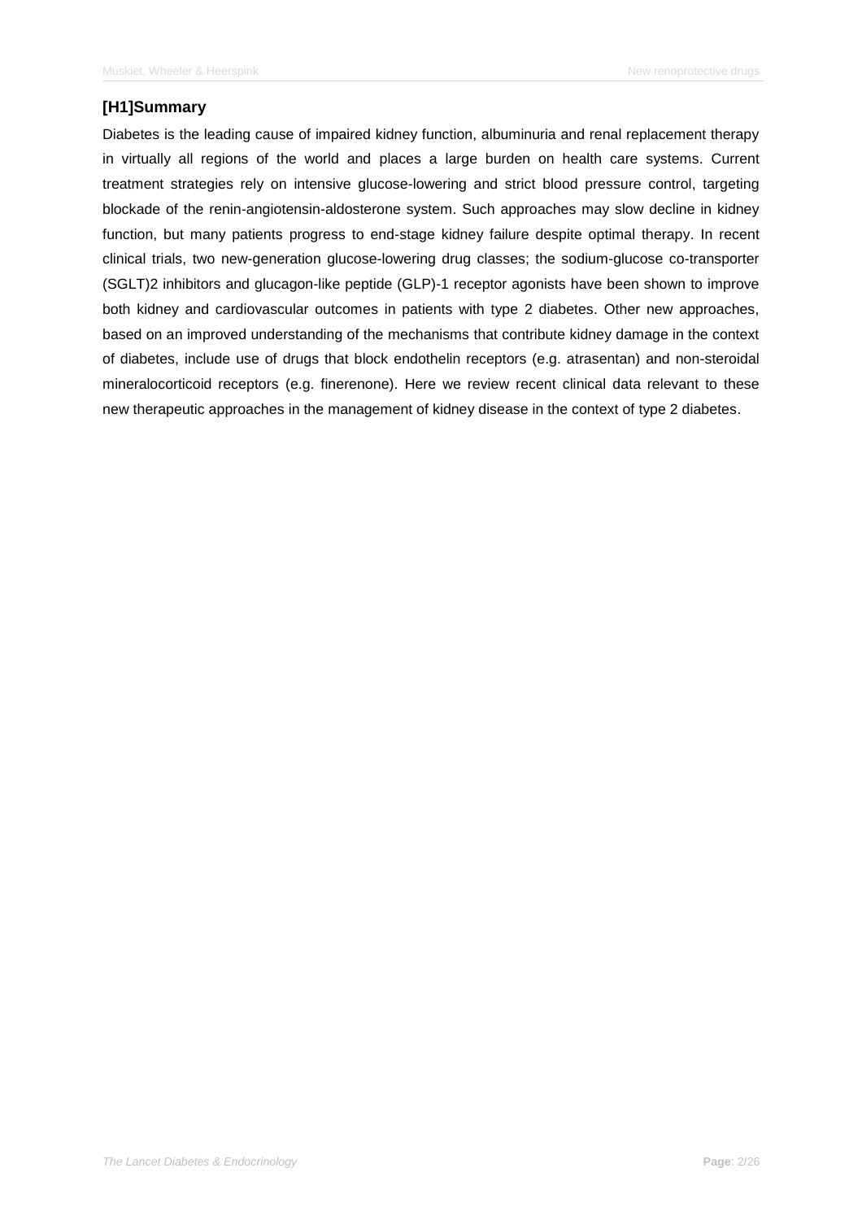## [H1]Summary

Diabetes is the leading cause of impaired kidney function, albuminuria and renal replacement therapy in virtually all regions of the world and places a large burden on health care systems. Current treatment strategies rely on intensive glucose-lowering and strict blood pressure control, targeting blockade of the renin-angiotensin-aldosterone system. Such approaches may slow decline in kidney function, but many patients progress to end-stage kidney failure despite optimal therapy. In recent clinical trials, two new-generation glucose-lowering drug classes; the sodium-glucose co-transporter (SGLT)2 inhibitors and glucagon-like peptide (GLP)-1 receptor agonists have been shown to improve both kidney and cardiovascular outcomes in patients with type 2 diabetes. Other new approaches, based on an improved understanding of the mechanisms that contribute kidney damage in the context of diabetes, include use of drugs that block endothelin receptors (e.g. atrasentan) and non-steroidal mineralocorticoid receptors (e.g. finerenone). Here we review recent clinical data relevant to these new therapeutic approaches in the management of kidney disease in the context of type 2 diabetes.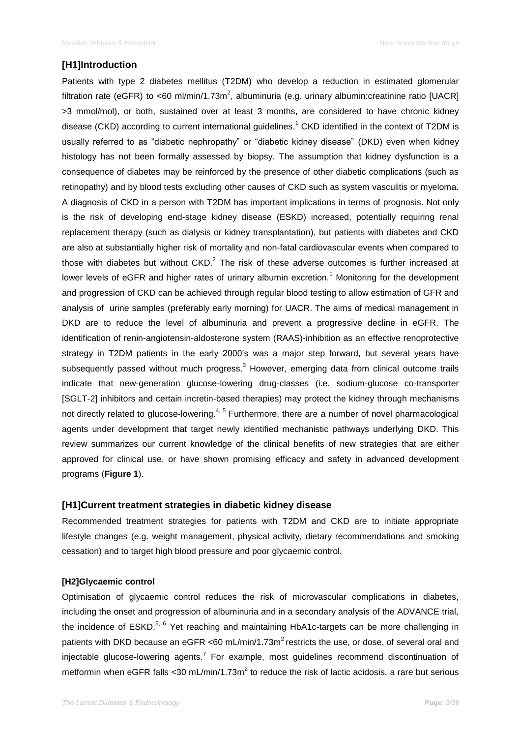# Introduction

Patients with type 2 diabetes mellitus (T2DM) who develop a reduction in estimated glomerular filtration rate (eGFR) to <60 ml/min/1.73m$^2$, albuminuria (e.g. urinary albumin:creatinine ratio [UACR] >3 mmol/mol), or both, sustained over at least 3 months, are considered to have chronic kidney disease (CKD) according to current international guidelines.[1] CKD identified in the context of T2DM is usually referred to as "diabetic nephropathy" or "diabetic kidney disease" (DKD) even when kidney histology has not been formally assessed by biopsy. The assumption that kidney dysfunction is a consequence of diabetes may be reinforced by the presence of other diabetic complications (such as retinopathy) and by blood tests excluding other causes of CKD such as system vasculitis or myeloma. A diagnosis of CKD in a person with T2DM has important implications in terms of prognosis. Not only is the risk of developing end-stage kidney disease (ESKD) increased, potentially requiring renal replacement therapy (such as dialysis or kidney transplantation), but patients with diabetes and CKD are also at substantially higher risk of mortality and non-fatal cardiovascular events when compared to those with diabetes but without CKD.[2] The risk of these adverse outcomes is further increased at lower levels of eGFR and higher rates of urinary albumin excretion.[1] Monitoring for the development and progression of CKD can be achieved through regular blood testing to allow estimation of GFR and analysis of urine samples (preferably early morning) for UACR. The aims of medical management in DKD are to reduce the level of albuminuria and prevent a progressive decline in eGFR. The identification of renin-angiotensin-aldosterone system (RAAS)-inhibition as an effective renoprotective strategy in T2DM patients in the early 2000's was a major step forward, but several years have subsequently passed without much progress.[3] However, emerging data from clinical outcome trails indicate that new-generation glucose-lowering drug-classes (i.e. sodium-glucose co-transporter [SGLT-2] inhibitors and certain incretin-based therapies) may protect the kidney through mechanisms not directly related to glucose-lowering.[4, 5] Furthermore, there are a number of novel pharmacological agents under development that target newly identified mechanistic pathways underlying DKD. This review summarizes our current knowledge of the clinical benefits of new strategies that are either approved for clinical use, or have shown promising efficacy and safety in advanced development programs (**Figure 1**).

# Current treatment strategies in diabetic kidney disease

Recommended treatment strategies for patients with T2DM and CKD are to initiate appropriate lifestyle changes (e.g. weight management, physical activity, dietary recommendations and smoking cessation) and to target high blood pressure and poor glycaemic control.

## Glycaemic control

Optimisation of glycaemic control reduces the risk of microvascular complications in diabetes, including the onset and progression of albuminuria and in a secondary analysis of the ADVANCE trial, the incidence of ESKD.[5, 6] Yet reaching and maintaining HbA1c-targets can be more challenging in patients with DKD because an eGFR <60 mL/min/1.73m$^2$ restricts the use, or dose, of several oral and injectable glucose-lowering agents.[7] For example, most guidelines recommend discontinuation of metformin when eGFR falls <30 mL/min/1.73m$^2$ to reduce the risk of lactic acidosis, a rare but serious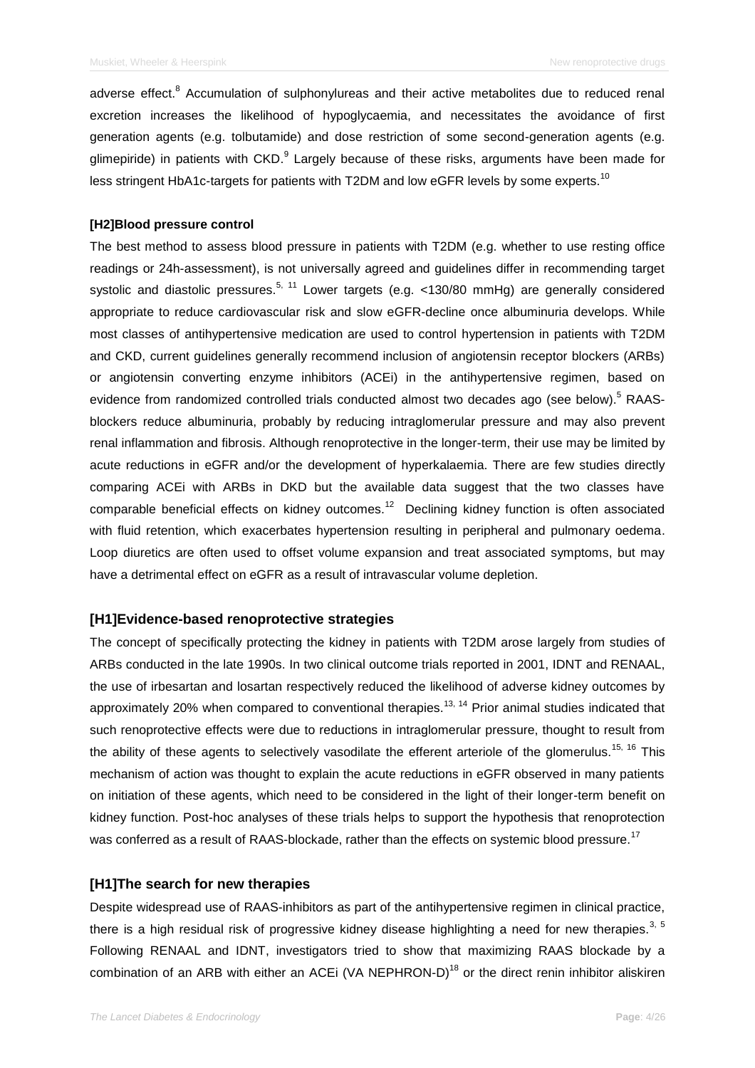adverse effect.[8] Accumulation of sulphonylureas and their active metabolites due to reduced renal excretion increases the likelihood of hypoglycaemia, and necessitates the avoidance of first generation agents (e.g. tolbutamide) and dose restriction of some second-generation agents (e.g. glimepiride) in patients with CKD.[9] Largely because of these risks, arguments have been made for less stringent HbA1c-targets for patients with T2DM and low eGFR levels by some experts.[10]

### [H2]Blood pressure control

The best method to assess blood pressure in patients with T2DM (e.g. whether to use resting office readings or 24h-assessment), is not universally agreed and guidelines differ in recommending target systolic and diastolic pressures.[5, 11] Lower targets (e.g. <130/80 mmHg) are generally considered appropriate to reduce cardiovascular risk and slow eGFR-decline once albuminuria develops. While most classes of antihypertensive medication are used to control hypertension in patients with T2DM and CKD, current guidelines generally recommend inclusion of angiotensin receptor blockers (ARBs) or angiotensin converting enzyme inhibitors (ACEi) in the antihypertensive regimen, based on evidence from randomized controlled trials conducted almost two decades ago (see below).[5] RAAS-blockers reduce albuminuria, probably by reducing intraglomerular pressure and may also prevent renal inflammation and fibrosis. Although renoprotective in the longer-term, their use may be limited by acute reductions in eGFR and/or the development of hyperkalaemia. There are few studies directly comparing ACEi with ARBs in DKD but the available data suggest that the two classes have comparable beneficial effects on kidney outcomes.[12] Declining kidney function is often associated with fluid retention, which exacerbates hypertension resulting in peripheral and pulmonary oedema. Loop diuretics are often used to offset volume expansion and treat associated symptoms, but may have a detrimental effect on eGFR as a result of intravascular volume depletion.

## [H1]Evidence-based renoprotective strategies

The concept of specifically protecting the kidney in patients with T2DM arose largely from studies of ARBs conducted in the late 1990s. In two clinical outcome trials reported in 2001, IDNT and RENAAL, the use of irbesartan and losartan respectively reduced the likelihood of adverse kidney outcomes by approximately 20% when compared to conventional therapies.[13, 14] Prior animal studies indicated that such renoprotective effects were due to reductions in intraglomerular pressure, thought to result from the ability of these agents to selectively vasodilate the efferent arteriole of the glomerulus.[15, 16] This mechanism of action was thought to explain the acute reductions in eGFR observed in many patients on initiation of these agents, which need to be considered in the light of their longer-term benefit on kidney function. Post-hoc analyses of these trials helps to support the hypothesis that renoprotection was conferred as a result of RAAS-blockade, rather than the effects on systemic blood pressure.[17]

## [H1]The search for new therapies

Despite widespread use of RAAS-inhibitors as part of the antihypertensive regimen in clinical practice, there is a high residual risk of progressive kidney disease highlighting a need for new therapies.[3, 5] Following RENAAL and IDNT, investigators tried to show that maximizing RAAS blockade by a combination of an ARB with either an ACEi (VA NEPHRON-D)[18] or the direct renin inhibitor aliskiren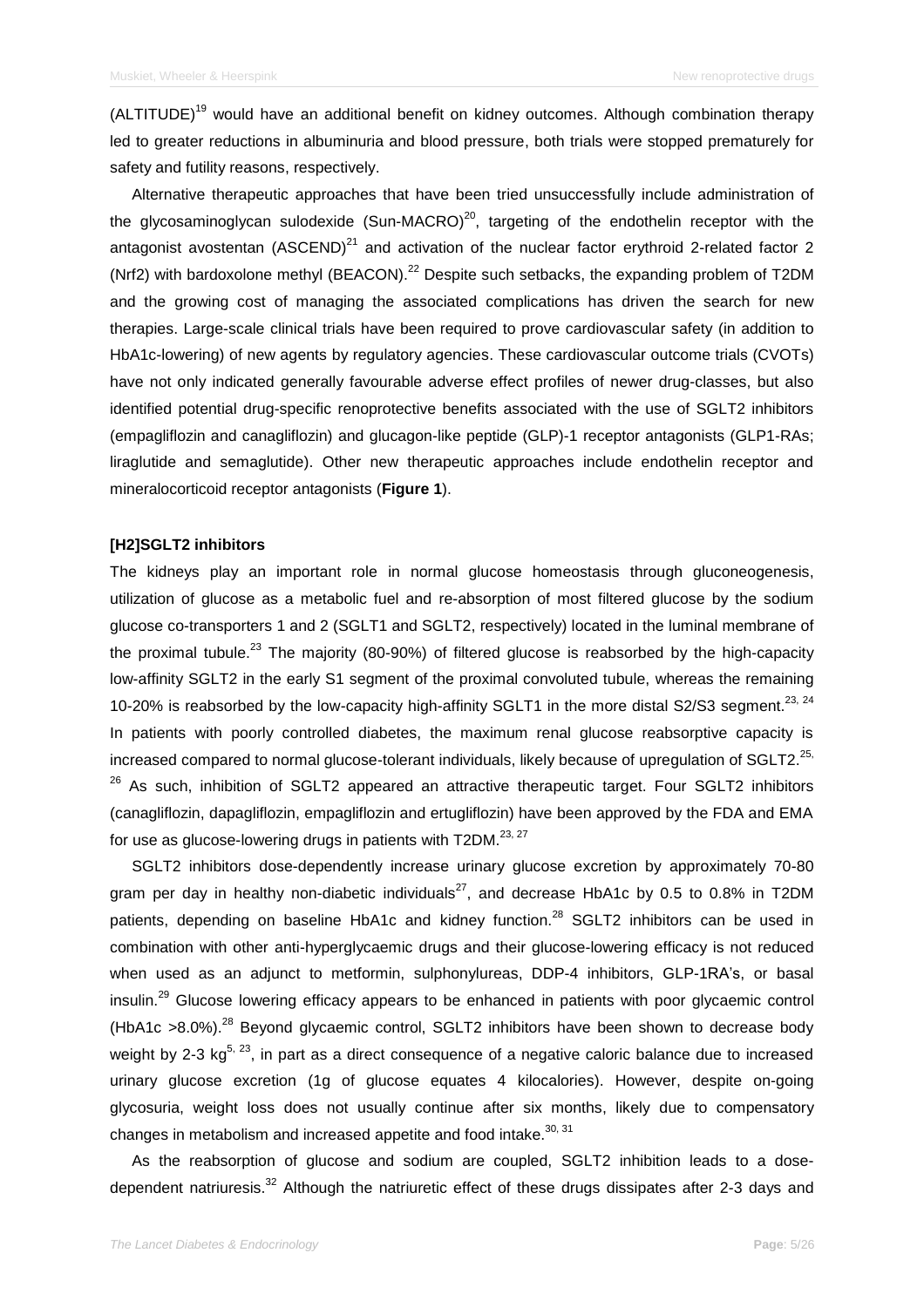(ALTITUDE)[19] would have an additional benefit on kidney outcomes. Although combination therapy led to greater reductions in albuminuria and blood pressure, both trials were stopped prematurely for safety and futility reasons, respectively.

Alternative therapeutic approaches that have been tried unsuccessfully include administration of the glycosaminoglycan sulodexide (Sun-MACRO)[20], targeting of the endothelin receptor with the antagonist avostentan (ASCEND)[21] and activation of the nuclear factor erythroid 2-related factor 2 (Nrf2) with bardoxolone methyl (BEACON).[22] Despite such setbacks, the expanding problem of T2DM and the growing cost of managing the associated complications has driven the search for new therapies. Large-scale clinical trials have been required to prove cardiovascular safety (in addition to HbA1c-lowering) of new agents by regulatory agencies. These cardiovascular outcome trials (CVOTs) have not only indicated generally favourable adverse effect profiles of newer drug-classes, but also identified potential drug-specific renoprotective benefits associated with the use of SGLT2 inhibitors (empagliflozin and canagliflozin) and glucagon-like peptide (GLP)-1 receptor antagonists (GLP1-RAs; liraglutide and semaglutide). Other new therapeutic approaches include endothelin receptor and mineralocorticoid receptor antagonists (**Figure 1**).

## [H2]SGLT2 inhibitors

The kidneys play an important role in normal glucose homeostasis through gluconeogenesis, utilization of glucose as a metabolic fuel and re-absorption of most filtered glucose by the sodium glucose co-transporters 1 and 2 (SGLT1 and SGLT2, respectively) located in the luminal membrane of the proximal tubule.[23] The majority (80-90%) of filtered glucose is reabsorbed by the high-capacity low-affinity SGLT2 in the early S1 segment of the proximal convoluted tubule, whereas the remaining 10-20% is reabsorbed by the low-capacity high-affinity SGLT1 in the more distal S2/S3 segment.[23, 24] In patients with poorly controlled diabetes, the maximum renal glucose reabsorptive capacity is increased compared to normal glucose-tolerant individuals, likely because of upregulation of SGLT2.[25, 26] As such, inhibition of SGLT2 appeared an attractive therapeutic target. Four SGLT2 inhibitors (canagliflozin, dapagliflozin, empagliflozin and ertugliflozin) have been approved by the FDA and EMA for use as glucose-lowering drugs in patients with T2DM.[23, 27]

SGLT2 inhibitors dose-dependently increase urinary glucose excretion by approximately 70-80 gram per day in healthy non-diabetic individuals[27], and decrease HbA1c by 0.5 to 0.8% in T2DM patients, depending on baseline HbA1c and kidney function.[28] SGLT2 inhibitors can be used in combination with other anti-hyperglycaemic drugs and their glucose-lowering efficacy is not reduced when used as an adjunct to metformin, sulphonylureas, DDP-4 inhibitors, GLP-1RA's, or basal insulin.[29] Glucose lowering efficacy appears to be enhanced in patients with poor glycaemic control (HbA1c >8.0%).[28] Beyond glycaemic control, SGLT2 inhibitors have been shown to decrease body weight by 2-3 kg[5, 23], in part as a direct consequence of a negative caloric balance due to increased urinary glucose excretion (1g of glucose equates 4 kilocalories). However, despite on-going glycosuria, weight loss does not usually continue after six months, likely due to compensatory changes in metabolism and increased appetite and food intake.[30, 31]

As the reabsorption of glucose and sodium are coupled, SGLT2 inhibition leads to a dose-dependent natriuresis.[32] Although the natriuretic effect of these drugs dissipates after 2-3 days and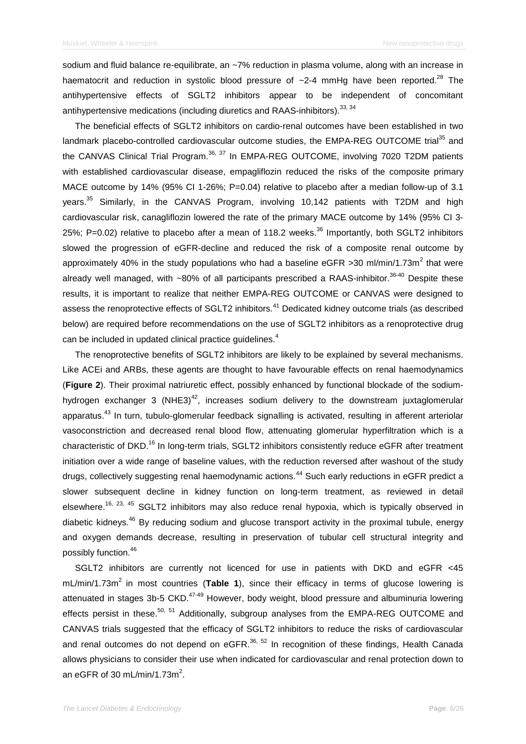sodium and fluid balance re-equilibrate, an ~7% reduction in plasma volume, along with an increase in haematocrit and reduction in systolic blood pressure of ~2-4 mmHg have been reported.[28] The antihypertensive effects of SGLT2 inhibitors appear to be independent of concomitant antihypertensive medications (including diuretics and RAAS-inhibitors).[33, 34]

The beneficial effects of SGLT2 inhibitors on cardio-renal outcomes have been established in two landmark placebo-controlled cardiovascular outcome studies, the EMPA-REG OUTCOME trial[35] and the CANVAS Clinical Trial Program.[36, 37] In EMPA-REG OUTCOME, involving 7020 T2DM patients with established cardiovascular disease, empagliflozin reduced the risks of the composite primary MACE outcome by 14% (95% CI 1-26%; P=0.04) relative to placebo after a median follow-up of 3.1 years.[35] Similarly, in the CANVAS Program, involving 10,142 patients with T2DM and high cardiovascular risk, canagliflozin lowered the rate of the primary MACE outcome by 14% (95% CI 3-25%; P=0.02) relative to placebo after a mean of 118.2 weeks.[36] Importantly, both SGLT2 inhibitors slowed the progression of eGFR-decline and reduced the risk of a composite renal outcome by approximately 40% in the study populations who had a baseline eGFR >30 ml/min/1.73m$^2$ that were already well managed, with ~80% of all participants prescribed a RAAS-inhibitor.[36-40] Despite these results, it is important to realize that neither EMPA-REG OUTCOME or CANVAS were designed to assess the renoprotective effects of SGLT2 inhibitors.[41] Dedicated kidney outcome trials (as described below) are required before recommendations on the use of SGLT2 inhibitors as a renoprotective drug can be included in updated clinical practice guidelines.[4]

The renoprotective benefits of SGLT2 inhibitors are likely to be explained by several mechanisms. Like ACEi and ARBs, these agents are thought to have favourable effects on renal haemodynamics (**Figure 2**). Their proximal natriuretic effect, possibly enhanced by functional blockade of the sodium-hydrogen exchanger 3 (NHE3)[42], increases sodium delivery to the downstream juxtaglomerular apparatus.[43] In turn, tubulo-glomerular feedback signalling is activated, resulting in afferent arteriolar vasoconstriction and decreased renal blood flow, attenuating glomerular hyperfiltration which is a characteristic of DKD.[16] In long-term trials, SGLT2 inhibitors consistently reduce eGFR after treatment initiation over a wide range of baseline values, with the reduction reversed after washout of the study drugs, collectively suggesting renal haemodynamic actions.[44] Such early reductions in eGFR predict a slower subsequent decline in kidney function on long-term treatment, as reviewed in detail elsewhere.[16, 23, 45] SGLT2 inhibitors may also reduce renal hypoxia, which is typically observed in diabetic kidneys.[46] By reducing sodium and glucose transport activity in the proximal tubule, energy and oxygen demands decrease, resulting in preservation of tubular cell structural integrity and possibly function.[46]

SGLT2 inhibitors are currently not licenced for use in patients with DKD and eGFR <45 mL/min/1.73m$^2$ in most countries (**Table 1**), since their efficacy in terms of glucose lowering is attenuated in stages 3b-5 CKD.[47-49] However, body weight, blood pressure and albuminuria lowering effects persist in these.[50, 51] Additionally, subgroup analyses from the EMPA-REG OUTCOME and CANVAS trials suggested that the efficacy of SGLT2 inhibitors to reduce the risks of cardiovascular and renal outcomes do not depend on eGFR.[36, 52] In recognition of these findings, Health Canada allows physicians to consider their use when indicated for cardiovascular and renal protection down to an eGFR of 30 mL/min/1.73m$^2$.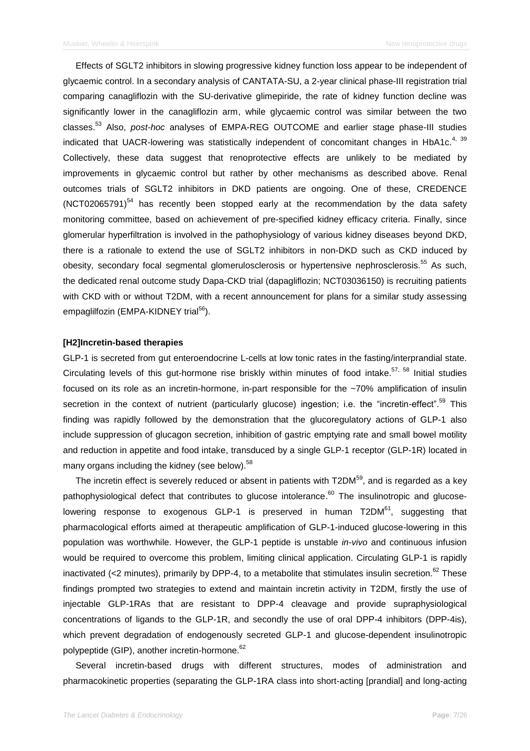Effects of SGLT2 inhibitors in slowing progressive kidney function loss appear to be independent of glycaemic control. In a secondary analysis of CANTATA-SU, a 2-year clinical phase-III registration trial comparing canagliflozin with the SU-derivative glimepiride, the rate of kidney function decline was significantly lower in the canagliflozin arm, while glycaemic control was similar between the two classes.[53] Also, *post-hoc* analyses of EMPA-REG OUTCOME and earlier stage phase-III studies indicated that UACR-lowering was statistically independent of concomitant changes in HbA1c.[4, 39] Collectively, these data suggest that renoprotective effects are unlikely to be mediated by improvements in glycaemic control but rather by other mechanisms as described above. Renal outcomes trials of SGLT2 inhibitors in DKD patients are ongoing. One of these, CREDENCE (NCT02065791)[54] has recently been stopped early at the recommendation by the data safety monitoring committee, based on achievement of pre-specified kidney efficacy criteria. Finally, since glomerular hyperfiltration is involved in the pathophysiology of various kidney diseases beyond DKD, there is a rationale to extend the use of SGLT2 inhibitors in non-DKD such as CKD induced by obesity, secondary focal segmental glomerulosclerosis or hypertensive nephrosclerosis.[55] As such, the dedicated renal outcome study Dapa-CKD trial (dapagliflozin; NCT03036150) is recruiting patients with CKD with or without T2DM, with a recent announcement for plans for a similar study assessing empaglilfozin (EMPA-KIDNEY trial[56]).

**[H2]Incretin-based therapies**

GLP-1 is secreted from gut enteroendocrine L-cells at low tonic rates in the fasting/interprandial state. Circulating levels of this gut-hormone rise briskly within minutes of food intake.[57, 58] Initial studies focused on its role as an incretin-hormone, in-part responsible for the ~70% amplification of insulin secretion in the context of nutrient (particularly glucose) ingestion; i.e. the "incretin-effect".[59] This finding was rapidly followed by the demonstration that the glucoregulatory actions of GLP-1 also include suppression of glucagon secretion, inhibition of gastric emptying rate and small bowel motility and reduction in appetite and food intake, transduced by a single GLP-1 receptor (GLP-1R) located in many organs including the kidney (see below).[58]

The incretin effect is severely reduced or absent in patients with T2DM[59], and is regarded as a key pathophysiological defect that contributes to glucose intolerance.[60] The insulinotropic and glucose-lowering response to exogenous GLP-1 is preserved in human T2DM[61], suggesting that pharmacological efforts aimed at therapeutic amplification of GLP-1-induced glucose-lowering in this population was worthwhile. However, the GLP-1 peptide is unstable *in-vivo* and continuous infusion would be required to overcome this problem, limiting clinical application. Circulating GLP-1 is rapidly inactivated (<2 minutes), primarily by DPP-4, to a metabolite that stimulates insulin secretion.[62] These findings prompted two strategies to extend and maintain incretin activity in T2DM, firstly the use of injectable GLP-1RAs that are resistant to DPP-4 cleavage and provide supraphysiological concentrations of ligands to the GLP-1R, and secondly the use of oral DPP-4 inhibitors (DPP-4is), which prevent degradation of endogenously secreted GLP-1 and glucose-dependent insulinotropic polypeptide (GIP), another incretin-hormone.[62]

Several incretin-based drugs with different structures, modes of administration and pharmacokinetic properties (separating the GLP-1RA class into short-acting [prandial] and long-acting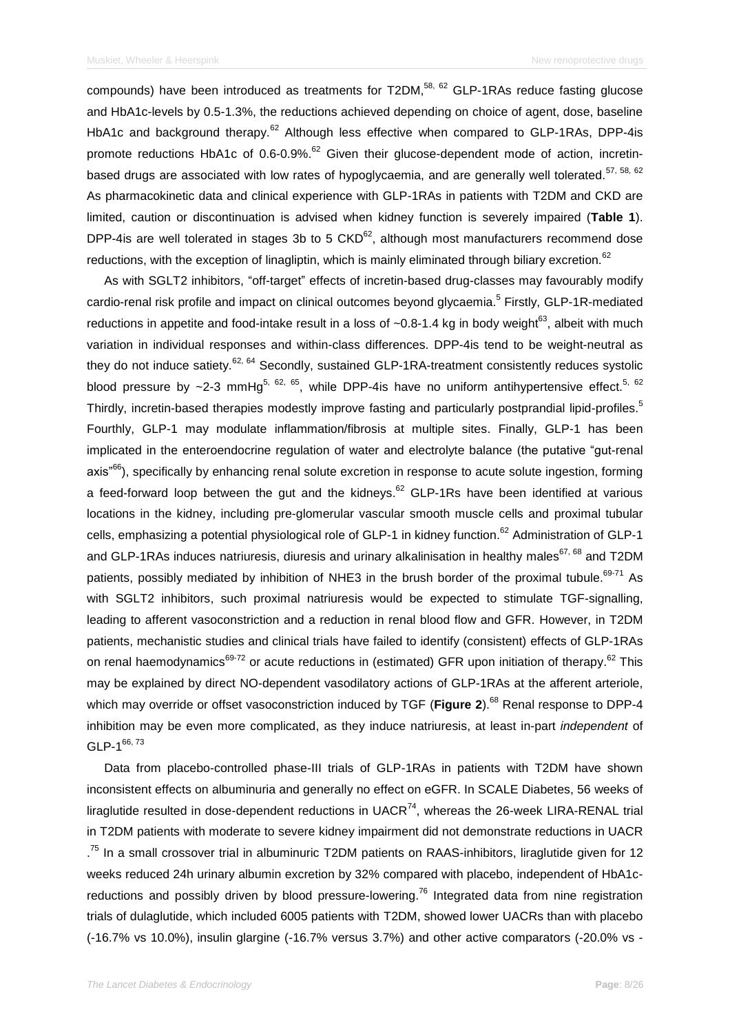compounds) have been introduced as treatments for T2DM,[58, 62] GLP-1RAs reduce fasting glucose and HbA1c-levels by 0.5-1.3%, the reductions achieved depending on choice of agent, dose, baseline HbA1c and background therapy.[62] Although less effective when compared to GLP-1RAs, DPP-4is promote reductions HbA1c of 0.6-0.9%.[62] Given their glucose-dependent mode of action, incretin-based drugs are associated with low rates of hypoglycaemia, and are generally well tolerated.[57, 58, 62] As pharmacokinetic data and clinical experience with GLP-1RAs in patients with T2DM and CKD are limited, caution or discontinuation is advised when kidney function is severely impaired (**Table 1**). DPP-4is are well tolerated in stages 3b to 5 CKD[62], although most manufacturers recommend dose reductions, with the exception of linagliptin, which is mainly eliminated through biliary excretion.[62]

As with SGLT2 inhibitors, "off-target" effects of incretin-based drug-classes may favourably modify cardio-renal risk profile and impact on clinical outcomes beyond glycaemia.[5] Firstly, GLP-1R-mediated reductions in appetite and food-intake result in a loss of ~0.8-1.4 kg in body weight[63], albeit with much variation in individual responses and within-class differences. DPP-4is tend to be weight-neutral as they do not induce satiety.[62, 64] Secondly, sustained GLP-1RA-treatment consistently reduces systolic blood pressure by ~2-3 mmHg[5, 62, 65], while DPP-4is have no uniform antihypertensive effect.[5, 62] Thirdly, incretin-based therapies modestly improve fasting and particularly postprandial lipid-profiles.[5] Fourthly, GLP-1 may modulate inflammation/fibrosis at multiple sites. Finally, GLP-1 has been implicated in the enteroendocrine regulation of water and electrolyte balance (the putative "gut-renal axis"[66]), specifically by enhancing renal solute excretion in response to acute solute ingestion, forming a feed-forward loop between the gut and the kidneys.[62] GLP-1Rs have been identified at various locations in the kidney, including pre-glomerular vascular smooth muscle cells and proximal tubular cells, emphasizing a potential physiological role of GLP-1 in kidney function.[62] Administration of GLP-1 and GLP-1RAs induces natriuresis, diuresis and urinary alkalinisation in healthy males[67, 68] and T2DM patients, possibly mediated by inhibition of NHE3 in the brush border of the proximal tubule.[69-71] As with SGLT2 inhibitors, such proximal natriuresis would be expected to stimulate TGF-signalling, leading to afferent vasoconstriction and a reduction in renal blood flow and GFR. However, in T2DM patients, mechanistic studies and clinical trials have failed to identify (consistent) effects of GLP-1RAs on renal haemodynamics[69-72] or acute reductions in (estimated) GFR upon initiation of therapy.[62] This may be explained by direct NO-dependent vasodilatory actions of GLP-1RAs at the afferent arteriole, which may override or offset vasoconstriction induced by TGF (**Figure 2**).[68] Renal response to DPP-4 inhibition may be even more complicated, as they induce natriuresis, at least in-part *independent* of GLP-1[66, 73]

Data from placebo-controlled phase-III trials of GLP-1RAs in patients with T2DM have shown inconsistent effects on albuminuria and generally no effect on eGFR. In SCALE Diabetes, 56 weeks of liraglutide resulted in dose-dependent reductions in UACR[74], whereas the 26-week LIRA-RENAL trial in T2DM patients with moderate to severe kidney impairment did not demonstrate reductions in UACR .[75] In a small crossover trial in albuminuric T2DM patients on RAAS-inhibitors, liraglutide given for 12 weeks reduced 24h urinary albumin excretion by 32% compared with placebo, independent of HbA1c-reductions and possibly driven by blood pressure-lowering.[76] Integrated data from nine registration trials of dulaglutide, which included 6005 patients with T2DM, showed lower UACRs than with placebo (-16.7% vs 10.0%), insulin glargine (-16.7% versus 3.7%) and other active comparators (-20.0% vs -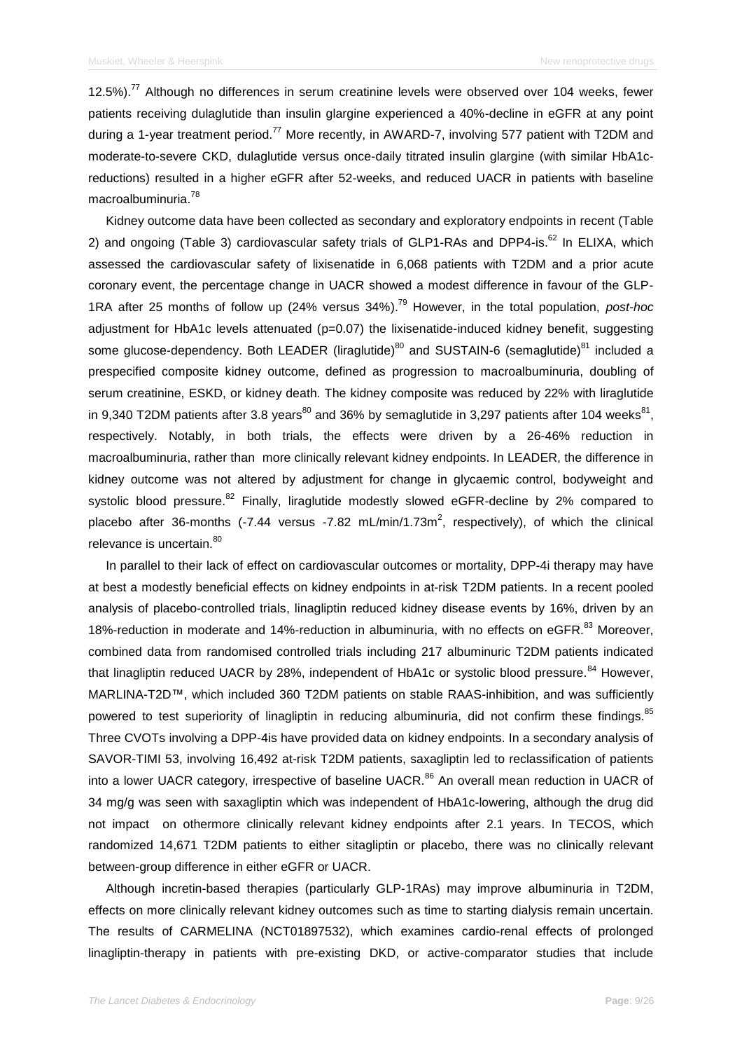12.5%).[77] Although no differences in serum creatinine levels were observed over 104 weeks, fewer patients receiving dulaglutide than insulin glargine experienced a 40%-decline in eGFR at any point during a 1-year treatment period.[77] More recently, in AWARD-7, involving 577 patient with T2DM and moderate-to-severe CKD, dulaglutide versus once-daily titrated insulin glargine (with similar HbA1c-reductions) resulted in a higher eGFR after 52-weeks, and reduced UACR in patients with baseline macroalbuminuria.[78]

Kidney outcome data have been collected as secondary and exploratory endpoints in recent (Table 2) and ongoing (Table 3) cardiovascular safety trials of GLP1-RAs and DPP4-is.[62] In ELIXA, which assessed the cardiovascular safety of lixisenatide in 6,068 patients with T2DM and a prior acute coronary event, the percentage change in UACR showed a modest difference in favour of the GLP-1RA after 25 months of follow up (24% versus 34%).[79] However, in the total population, *post-hoc* adjustment for HbA1c levels attenuated (p=0.07) the lixisenatide-induced kidney benefit, suggesting some glucose-dependency. Both LEADER (liraglutide)[80] and SUSTAIN-6 (semaglutide)[81] included a prespecified composite kidney outcome, defined as progression to macroalbuminuria, doubling of serum creatinine, ESKD, or kidney death. The kidney composite was reduced by 22% with liraglutide in 9,340 T2DM patients after 3.8 years[80] and 36% by semaglutide in 3,297 patients after 104 weeks[81], respectively. Notably, in both trials, the effects were driven by a 26-46% reduction in macroalbuminuria, rather than more clinically relevant kidney endpoints. In LEADER, the difference in kidney outcome was not altered by adjustment for change in glycaemic control, bodyweight and systolic blood pressure.[82] Finally, liraglutide modestly slowed eGFR-decline by 2% compared to placebo after 36-months (-7.44 versus -7.82 mL/min/1.73m$^2$, respectively), of which the clinical relevance is uncertain.[80]

In parallel to their lack of effect on cardiovascular outcomes or mortality, DPP-4i therapy may have at best a modestly beneficial effects on kidney endpoints in at-risk T2DM patients. In a recent pooled analysis of placebo-controlled trials, linagliptin reduced kidney disease events by 16%, driven by an 18%-reduction in moderate and 14%-reduction in albuminuria, with no effects on eGFR.[83] Moreover, combined data from randomised controlled trials including 217 albuminuric T2DM patients indicated that linagliptin reduced UACR by 28%, independent of HbA1c or systolic blood pressure.[84] However, MARLINA-T2D™, which included 360 T2DM patients on stable RAAS-inhibition, and was sufficiently powered to test superiority of linagliptin in reducing albuminuria, did not confirm these findings.[85] Three CVOTs involving a DPP-4is have provided data on kidney endpoints. In a secondary analysis of SAVOR-TIMI 53, involving 16,492 at-risk T2DM patients, saxagliptin led to reclassification of patients into a lower UACR category, irrespective of baseline UACR.[86] An overall mean reduction in UACR of 34 mg/g was seen with saxagliptin which was independent of HbA1c-lowering, although the drug did not impact on othermore clinically relevant kidney endpoints after 2.1 years. In TECOS, which randomized 14,671 T2DM patients to either sitagliptin or placebo, there was no clinically relevant between-group difference in either eGFR or UACR.

Although incretin-based therapies (particularly GLP-1RAs) may improve albuminuria in T2DM, effects on more clinically relevant kidney outcomes such as time to starting dialysis remain uncertain. The results of CARMELINA (NCT01897532), which examines cardio-renal effects of prolonged linagliptin-therapy in patients with pre-existing DKD, or active-comparator studies that include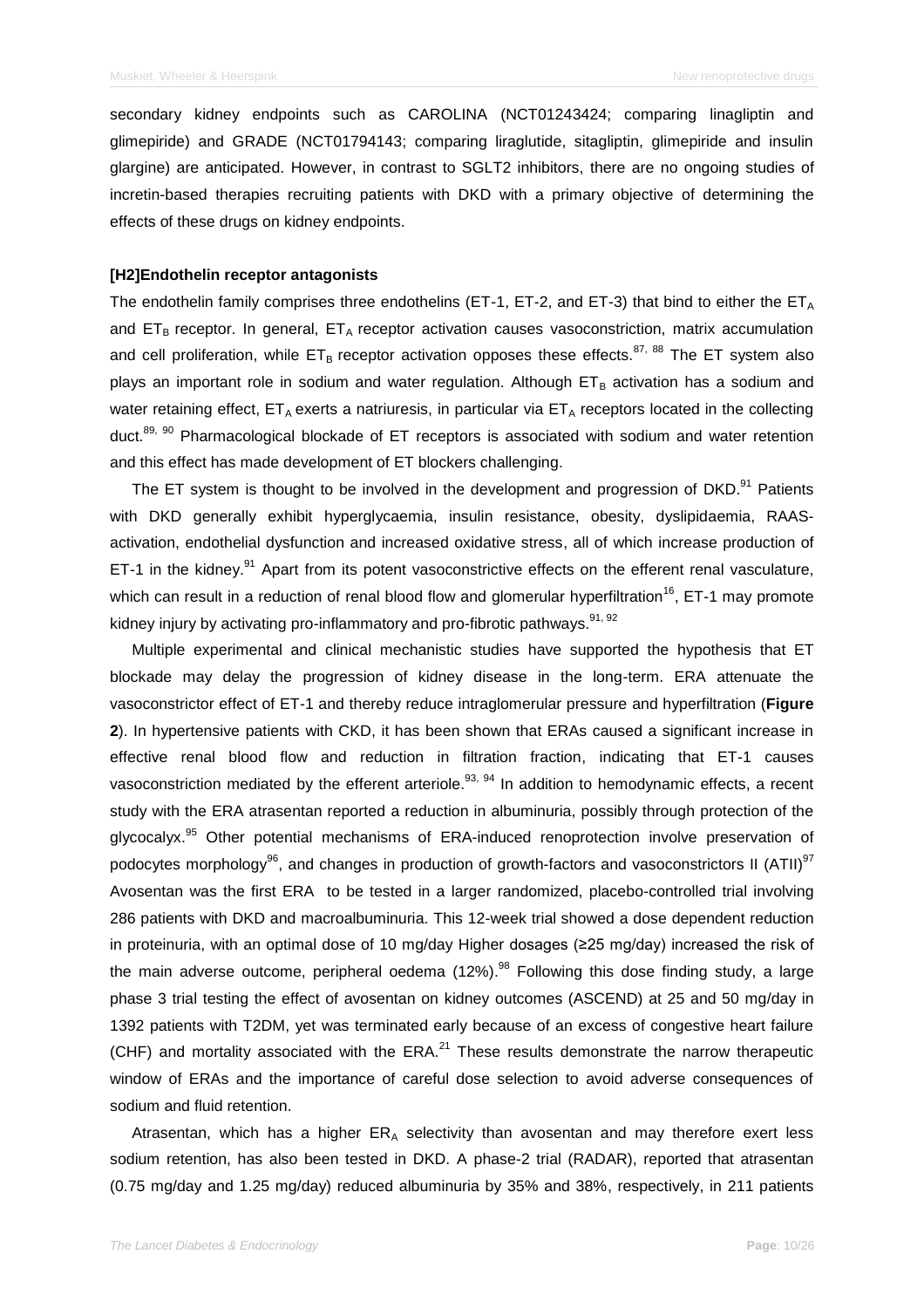secondary kidney endpoints such as CAROLINA (NCT01243424; comparing linagliptin and glimepiride) and GRADE (NCT01794143; comparing liraglutide, sitagliptin, glimepiride and insulin glargine) are anticipated. However, in contrast to SGLT2 inhibitors, there are no ongoing studies of incretin-based therapies recruiting patients with DKD with a primary objective of determining the effects of these drugs on kidney endpoints.

## Endothelin receptor antagonists

The endothelin family comprises three endothelins (ET-1, ET-2, and ET-3) that bind to either the $ET_A$ and $ET_B$ receptor. In general, $ET_A$ receptor activation causes vasoconstriction, matrix accumulation and cell proliferation, while $ET_B$ receptor activation opposes these effects.[87, 88] The ET system also plays an important role in sodium and water regulation. Although $ET_B$ activation has a sodium and water retaining effect, $ET_A$ exerts a natriuresis, in particular via $ET_A$ receptors located in the collecting duct.[89, 90] Pharmacological blockade of ET receptors is associated with sodium and water retention and this effect has made development of ET blockers challenging.

The ET system is thought to be involved in the development and progression of DKD.[91] Patients with DKD generally exhibit hyperglycaemia, insulin resistance, obesity, dyslipidaemia, RAAS-activation, endothelial dysfunction and increased oxidative stress, all of which increase production of ET-1 in the kidney.[91] Apart from its potent vasoconstrictive effects on the efferent renal vasculature, which can result in a reduction of renal blood flow and glomerular hyperfiltration[16], ET-1 may promote kidney injury by activating pro-inflammatory and pro-fibrotic pathways.[91, 92]

Multiple experimental and clinical mechanistic studies have supported the hypothesis that ET blockade may delay the progression of kidney disease in the long-term. ERA attenuate the vasoconstrictor effect of ET-1 and thereby reduce intraglomerular pressure and hyperfiltration (**Figure 2**). In hypertensive patients with CKD, it has been shown that ERAs caused a significant increase in effective renal blood flow and reduction in filtration fraction, indicating that ET-1 causes vasoconstriction mediated by the efferent arteriole.[93, 94] In addition to hemodynamic effects, a recent study with the ERA atrasentan reported a reduction in albuminuria, possibly through protection of the glycocalyx.[95] Other potential mechanisms of ERA-induced renoprotection involve preservation of podocytes morphology[96], and changes in production of growth-factors and vasoconstrictors II (ATII)[97] Avosentan was the first ERA to be tested in a larger randomized, placebo-controlled trial involving 286 patients with DKD and macroalbuminuria. This 12-week trial showed a dose dependent reduction in proteinuria, with an optimal dose of 10 mg/day Higher dosages (≥25 mg/day) increased the risk of the main adverse outcome, peripheral oedema (12%).[98] Following this dose finding study, a large phase 3 trial testing the effect of avosentan on kidney outcomes (ASCEND) at 25 and 50 mg/day in 1392 patients with T2DM, yet was terminated early because of an excess of congestive heart failure (CHF) and mortality associated with the ERA.[21] These results demonstrate the narrow therapeutic window of ERAs and the importance of careful dose selection to avoid adverse consequences of sodium and fluid retention.

Atrasentan, which has a higher $ER_A$ selectivity than avosentan and may therefore exert less sodium retention, has also been tested in DKD. A phase-2 trial (RADAR), reported that atrasentan (0.75 mg/day and 1.25 mg/day) reduced albuminuria by 35% and 38%, respectively, in 211 patients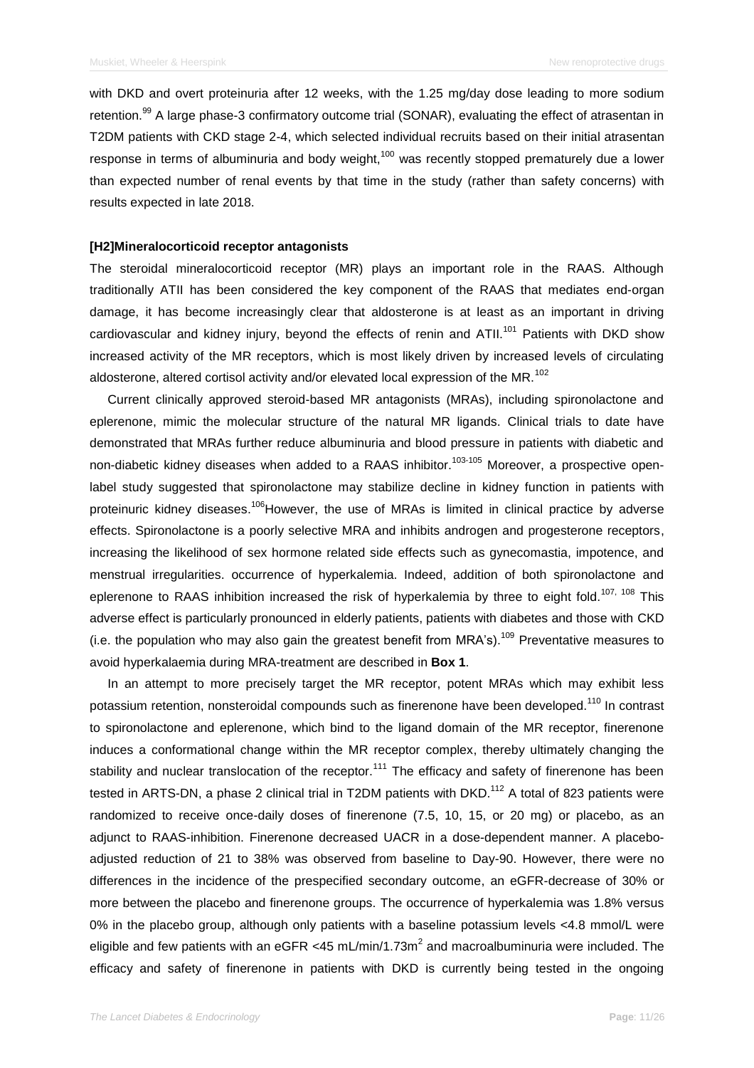with DKD and overt proteinuria after 12 weeks, with the 1.25 mg/day dose leading to more sodium retention.[99] A large phase-3 confirmatory outcome trial (SONAR), evaluating the effect of atrasentan in T2DM patients with CKD stage 2-4, which selected individual recruits based on their initial atrasentan response in terms of albuminuria and body weight,[100] was recently stopped prematurely due a lower than expected number of renal events by that time in the study (rather than safety concerns) with results expected in late 2018.

## [H2]Mineralocorticoid receptor antagonists

The steroidal mineralocorticoid receptor (MR) plays an important role in the RAAS. Although traditionally ATII has been considered the key component of the RAAS that mediates end-organ damage, it has become increasingly clear that aldosterone is at least as an important in driving cardiovascular and kidney injury, beyond the effects of renin and ATII.[101] Patients with DKD show increased activity of the MR receptors, which is most likely driven by increased levels of circulating aldosterone, altered cortisol activity and/or elevated local expression of the MR.[102]

Current clinically approved steroid-based MR antagonists (MRAs), including spironolactone and eplerenone, mimic the molecular structure of the natural MR ligands. Clinical trials to date have demonstrated that MRAs further reduce albuminuria and blood pressure in patients with diabetic and non-diabetic kidney diseases when added to a RAAS inhibitor.[103-105] Moreover, a prospective open-label study suggested that spironolactone may stabilize decline in kidney function in patients with proteinuric kidney diseases.[106]However, the use of MRAs is limited in clinical practice by adverse effects. Spironolactone is a poorly selective MRA and inhibits androgen and progesterone receptors, increasing the likelihood of sex hormone related side effects such as gynecomastia, impotence, and menstrual irregularities. occurrence of hyperkalemia. Indeed, addition of both spironolactone and eplerenone to RAAS inhibition increased the risk of hyperkalemia by three to eight fold.[107, 108] This adverse effect is particularly pronounced in elderly patients, patients with diabetes and those with CKD (i.e. the population who may also gain the greatest benefit from MRA's).[109] Preventative measures to avoid hyperkalaemia during MRA-treatment are described in **Box 1**.

In an attempt to more precisely target the MR receptor, potent MRAs which may exhibit less potassium retention, nonsteroidal compounds such as finerenone have been developed.[110] In contrast to spironolactone and eplerenone, which bind to the ligand domain of the MR receptor, finerenone induces a conformational change within the MR receptor complex, thereby ultimately changing the stability and nuclear translocation of the receptor.[111] The efficacy and safety of finerenone has been tested in ARTS-DN, a phase 2 clinical trial in T2DM patients with DKD.[112] A total of 823 patients were randomized to receive once-daily doses of finerenone (7.5, 10, 15, or 20 mg) or placebo, as an adjunct to RAAS-inhibition. Finerenone decreased UACR in a dose-dependent manner. A placebo-adjusted reduction of 21 to 38% was observed from baseline to Day-90. However, there were no differences in the incidence of the prespecified secondary outcome, an eGFR-decrease of 30% or more between the placebo and finerenone groups. The occurrence of hyperkalemia was 1.8% versus 0% in the placebo group, although only patients with a baseline potassium levels <4.8 mmol/L were eligible and few patients with an eGFR <45 mL/min/1.73m$^2$ and macroalbuminuria were included. The efficacy and safety of finerenone in patients with DKD is currently being tested in the ongoing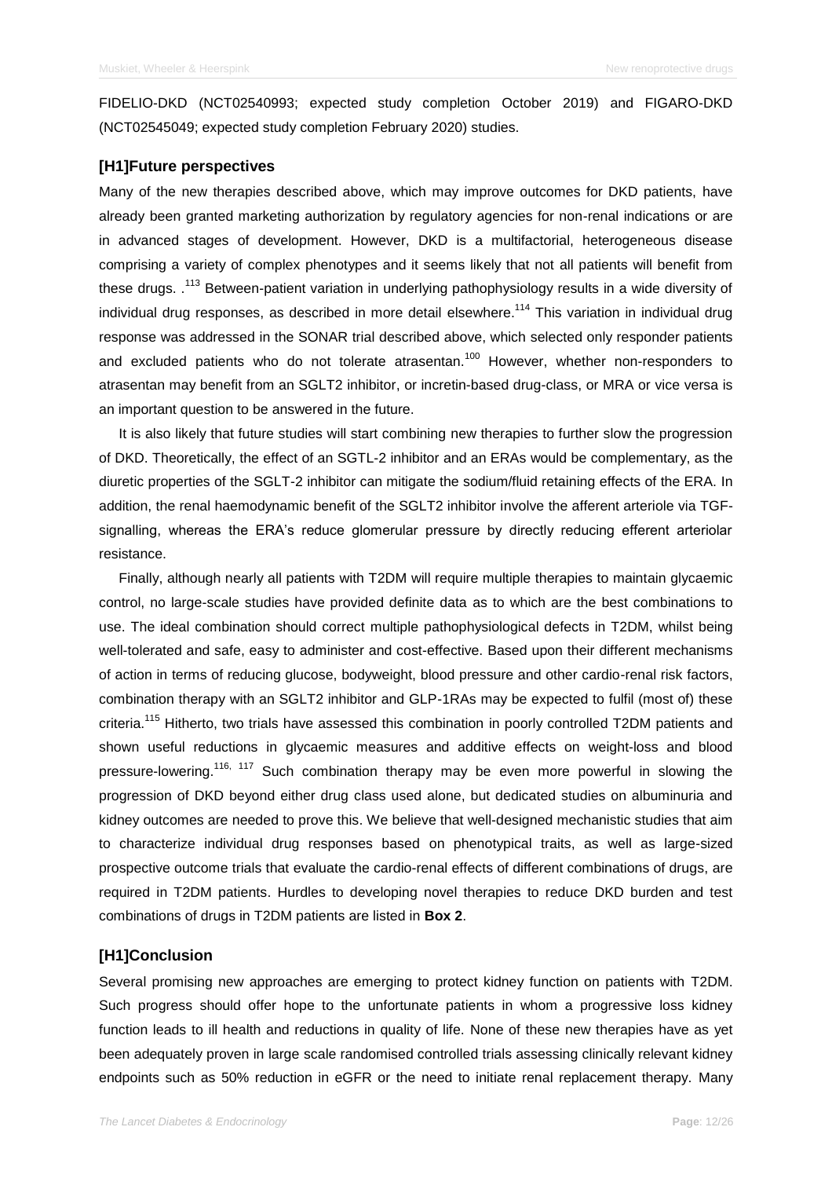FIDELIO-DKD (NCT02540993; expected study completion October 2019) and FIGARO-DKD (NCT02545049; expected study completion February 2020) studies.

# Future perspectives

Many of the new therapies described above, which may improve outcomes for DKD patients, have already been granted marketing authorization by regulatory agencies for non-renal indications or are in advanced stages of development. However, DKD is a multifactorial, heterogeneous disease comprising a variety of complex phenotypes and it seems likely that not all patients will benefit from these drugs. .[113] Between-patient variation in underlying pathophysiology results in a wide diversity of individual drug responses, as described in more detail elsewhere.[114] This variation in individual drug response was addressed in the SONAR trial described above, which selected only responder patients and excluded patients who do not tolerate atrasentan.[100] However, whether non-responders to atrasentan may benefit from an SGLT2 inhibitor, or incretin-based drug-class, or MRA or vice versa is an important question to be answered in the future.

It is also likely that future studies will start combining new therapies to further slow the progression of DKD. Theoretically, the effect of an SGTL-2 inhibitor and an ERAs would be complementary, as the diuretic properties of the SGLT-2 inhibitor can mitigate the sodium/fluid retaining effects of the ERA. In addition, the renal haemodynamic benefit of the SGLT2 inhibitor involve the afferent arteriole via TGF-signalling, whereas the ERA's reduce glomerular pressure by directly reducing efferent arteriolar resistance.

Finally, although nearly all patients with T2DM will require multiple therapies to maintain glycaemic control, no large-scale studies have provided definite data as to which are the best combinations to use. The ideal combination should correct multiple pathophysiological defects in T2DM, whilst being well-tolerated and safe, easy to administer and cost-effective. Based upon their different mechanisms of action in terms of reducing glucose, bodyweight, blood pressure and other cardio-renal risk factors, combination therapy with an SGLT2 inhibitor and GLP-1RAs may be expected to fulfil (most of) these criteria.[115] Hitherto, two trials have assessed this combination in poorly controlled T2DM patients and shown useful reductions in glycaemic measures and additive effects on weight-loss and blood pressure-lowering.[116, 117] Such combination therapy may be even more powerful in slowing the progression of DKD beyond either drug class used alone, but dedicated studies on albuminuria and kidney outcomes are needed to prove this. We believe that well-designed mechanistic studies that aim to characterize individual drug responses based on phenotypical traits, as well as large-sized prospective outcome trials that evaluate the cardio-renal effects of different combinations of drugs, are required in T2DM patients. Hurdles to developing novel therapies to reduce DKD burden and test combinations of drugs in T2DM patients are listed in **Box 2**.

# Conclusion

Several promising new approaches are emerging to protect kidney function on patients with T2DM. Such progress should offer hope to the unfortunate patients in whom a progressive loss kidney function leads to ill health and reductions in quality of life. None of these new therapies have as yet been adequately proven in large scale randomised controlled trials assessing clinically relevant kidney endpoints such as 50% reduction in eGFR or the need to initiate renal replacement therapy. Many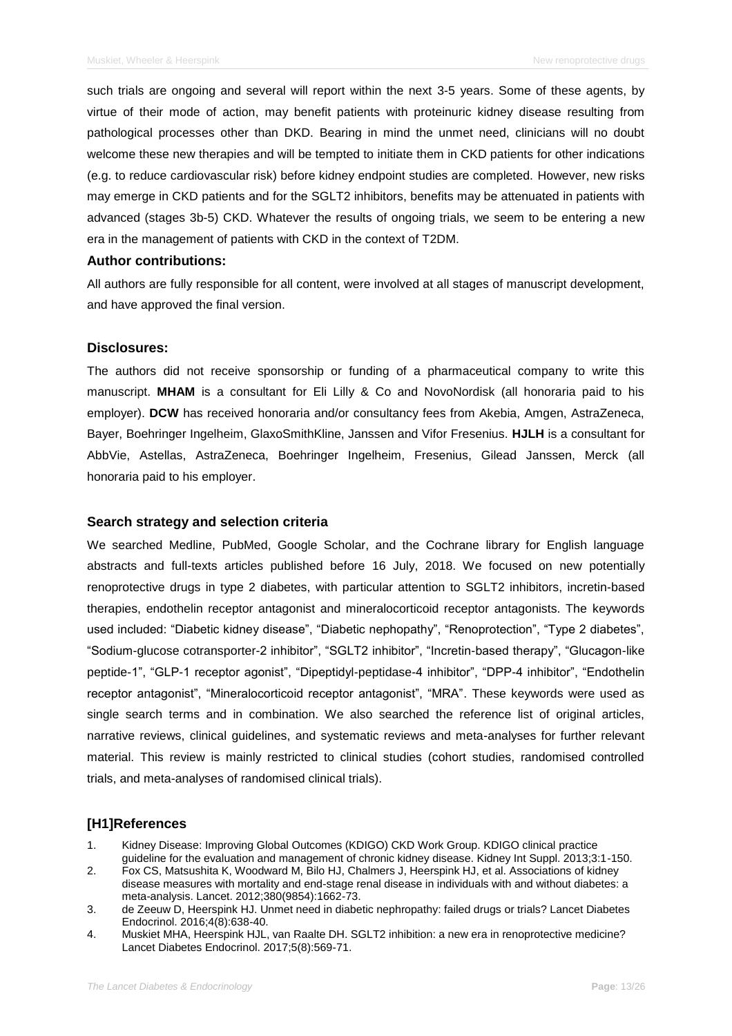such trials are ongoing and several will report within the next 3-5 years. Some of these agents, by virtue of their mode of action, may benefit patients with proteinuric kidney disease resulting from pathological processes other than DKD. Bearing in mind the unmet need, clinicians will no doubt welcome these new therapies and will be tempted to initiate them in CKD patients for other indications (e.g. to reduce cardiovascular risk) before kidney endpoint studies are completed. However, new risks may emerge in CKD patients and for the SGLT2 inhibitors, benefits may be attenuated in patients with advanced (stages 3b-5) CKD. Whatever the results of ongoing trials, we seem to be entering a new era in the management of patients with CKD in the context of T2DM.

### Author contributions:

All authors are fully responsible for all content, were involved at all stages of manuscript development, and have approved the final version.

### Disclosures:

The authors did not receive sponsorship or funding of a pharmaceutical company to write this manuscript. **MHAM** is a consultant for Eli Lilly & Co and NovoNordisk (all honoraria paid to his employer). **DCW** has received honoraria and/or consultancy fees from Akebia, Amgen, AstraZeneca, Bayer, Boehringer Ingelheim, GlaxoSmithKline, Janssen and Vifor Fresenius. **HJLH** is a consultant for AbbVie, Astellas, AstraZeneca, Boehringer Ingelheim, Fresenius, Gilead Janssen, Merck (all honoraria paid to his employer.

### Search strategy and selection criteria

We searched Medline, PubMed, Google Scholar, and the Cochrane library for English language abstracts and full-texts articles published before 16 July, 2018. We focused on new potentially renoprotective drugs in type 2 diabetes, with particular attention to SGLT2 inhibitors, incretin-based therapies, endothelin receptor antagonist and mineralocorticoid receptor antagonists. The keywords used included: "Diabetic kidney disease", "Diabetic nephopathy", "Renoprotection", "Type 2 diabetes", "Sodium-glucose cotransporter-2 inhibitor", "SGLT2 inhibitor", "Incretin-based therapy", "Glucagon-like peptide-1", "GLP-1 receptor agonist", "Dipeptidyl-peptidase-4 inhibitor", "DPP-4 inhibitor", "Endothelin receptor antagonist", "Mineralocorticoid receptor antagonist", "MRA". These keywords were used as single search terms and in combination. We also searched the reference list of original articles, narrative reviews, clinical guidelines, and systematic reviews and meta-analyses for further relevant material. This review is mainly restricted to clinical studies (cohort studies, randomised controlled trials, and meta-analyses of randomised clinical trials).

## [H1]References

1. Kidney Disease: Improving Global Outcomes (KDIGO) CKD Work Group. KDIGO clinical practice guideline for the evaluation and management of chronic kidney disease. Kidney Int Suppl. 2013;3:1-150.
2. Fox CS, Matsushita K, Woodward M, Bilo HJ, Chalmers J, Heerspink HJ, et al. Associations of kidney disease measures with mortality and end-stage renal disease in individuals with and without diabetes: a meta-analysis. Lancet. 2012;380(9854):1662-73.
3. de Zeeuw D, Heerspink HJ. Unmet need in diabetic nephropathy: failed drugs or trials? Lancet Diabetes Endocrinol. 2016;4(8):638-40.
4. Muskiet MHA, Heerspink HJL, van Raalte DH. SGLT2 inhibition: a new era in renoprotective medicine? Lancet Diabetes Endocrinol. 2017;5(8):569-71.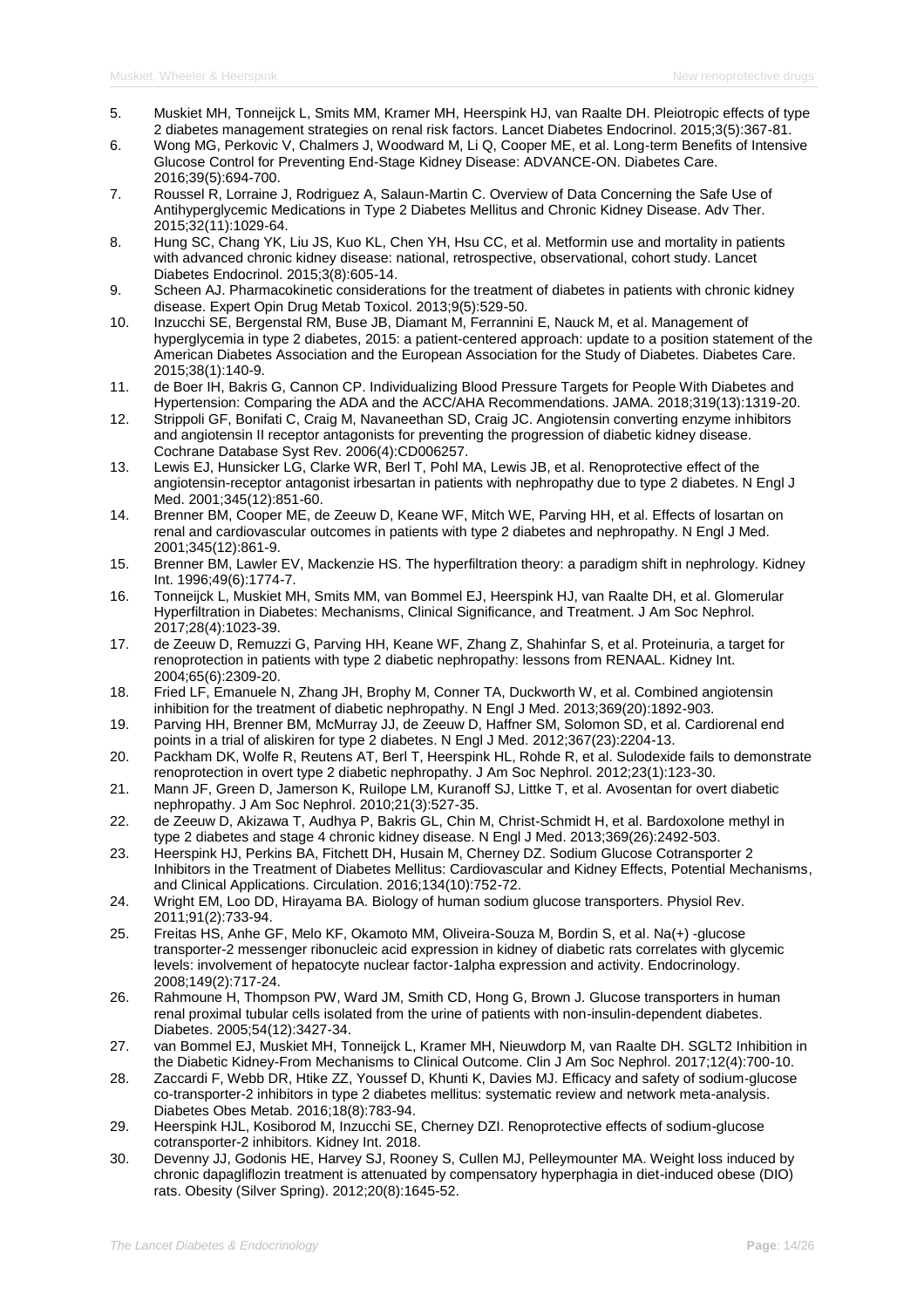5. Muskiet MH, Tonneijck L, Smits MM, Kramer MH, Heerspink HJ, van Raalte DH. Pleiotropic effects of type 2 diabetes management strategies on renal risk factors. Lancet Diabetes Endocrinol. 2015;3(5):367-81.
6. Wong MG, Perkovic V, Chalmers J, Woodward M, Li Q, Cooper ME, et al. Long-term Benefits of Intensive Glucose Control for Preventing End-Stage Kidney Disease: ADVANCE-ON. Diabetes Care. 2016;39(5):694-700.
7. Roussel R, Lorraine J, Rodriguez A, Salaun-Martin C. Overview of Data Concerning the Safe Use of Antihyperglycemic Medications in Type 2 Diabetes Mellitus and Chronic Kidney Disease. Adv Ther. 2015;32(11):1029-64.
8. Hung SC, Chang YK, Liu JS, Kuo KL, Chen YH, Hsu CC, et al. Metformin use and mortality in patients with advanced chronic kidney disease: national, retrospective, observational, cohort study. Lancet Diabetes Endocrinol. 2015;3(8):605-14.
9. Scheen AJ. Pharmacokinetic considerations for the treatment of diabetes in patients with chronic kidney disease. Expert Opin Drug Metab Toxicol. 2013;9(5):529-50.
10. Inzucchi SE, Bergenstal RM, Buse JB, Diamant M, Ferrannini E, Nauck M, et al. Management of hyperglycemia in type 2 diabetes, 2015: a patient-centered approach: update to a position statement of the American Diabetes Association and the European Association for the Study of Diabetes. Diabetes Care. 2015;38(1):140-9.
11. de Boer IH, Bakris G, Cannon CP. Individualizing Blood Pressure Targets for People With Diabetes and Hypertension: Comparing the ADA and the ACC/AHA Recommendations. JAMA. 2018;319(13):1319-20.
12. Strippoli GF, Bonifati C, Craig M, Navaneethan SD, Craig JC. Angiotensin converting enzyme inhibitors and angiotensin II receptor antagonists for preventing the progression of diabetic kidney disease. Cochrane Database Syst Rev. 2006(4):CD006257.
13. Lewis EJ, Hunsicker LG, Clarke WR, Berl T, Pohl MA, Lewis JB, et al. Renoprotective effect of the angiotensin-receptor antagonist irbesartan in patients with nephropathy due to type 2 diabetes. N Engl J Med. 2001;345(12):851-60.
14. Brenner BM, Cooper ME, de Zeeuw D, Keane WF, Mitch WE, Parving HH, et al. Effects of losartan on renal and cardiovascular outcomes in patients with type 2 diabetes and nephropathy. N Engl J Med. 2001;345(12):861-9.
15. Brenner BM, Lawler EV, Mackenzie HS. The hyperfiltration theory: a paradigm shift in nephrology. Kidney Int. 1996;49(6):1774-7.
16. Tonneijck L, Muskiet MH, Smits MM, van Bommel EJ, Heerspink HJ, van Raalte DH, et al. Glomerular Hyperfiltration in Diabetes: Mechanisms, Clinical Significance, and Treatment. J Am Soc Nephrol. 2017;28(4):1023-39.
17. de Zeeuw D, Remuzzi G, Parving HH, Keane WF, Zhang Z, Shahinfar S, et al. Proteinuria, a target for renoprotection in patients with type 2 diabetic nephropathy: lessons from RENAAL. Kidney Int. 2004;65(6):2309-20.
18. Fried LF, Emanuele N, Zhang JH, Brophy M, Conner TA, Duckworth W, et al. Combined angiotensin inhibition for the treatment of diabetic nephropathy. N Engl J Med. 2013;369(20):1892-903.
19. Parving HH, Brenner BM, McMurray JJ, de Zeeuw D, Haffner SM, Solomon SD, et al. Cardiorenal end points in a trial of aliskiren for type 2 diabetes. N Engl J Med. 2012;367(23):2204-13.
20. Packham DK, Wolfe R, Reutens AT, Berl T, Heerspink HL, Rohde R, et al. Sulodexide fails to demonstrate renoprotection in overt type 2 diabetic nephropathy. J Am Soc Nephrol. 2012;23(1):123-30.
21. Mann JF, Green D, Jamerson K, Ruilope LM, Kuranoff SJ, Littke T, et al. Avosentan for overt diabetic nephropathy. J Am Soc Nephrol. 2010;21(3):527-35.
22. de Zeeuw D, Akizawa T, Audhya P, Bakris GL, Chin M, Christ-Schmidt H, et al. Bardoxolone methyl in type 2 diabetes and stage 4 chronic kidney disease. N Engl J Med. 2013;369(26):2492-503.
23. Heerspink HJ, Perkins BA, Fitchett DH, Husain M, Cherney DZ. Sodium Glucose Cotransporter 2 Inhibitors in the Treatment of Diabetes Mellitus: Cardiovascular and Kidney Effects, Potential Mechanisms, and Clinical Applications. Circulation. 2016;134(10):752-72.
24. Wright EM, Loo DD, Hirayama BA. Biology of human sodium glucose transporters. Physiol Rev. 2011;91(2):733-94.
25. Freitas HS, Anhe GF, Melo KF, Okamoto MM, Oliveira-Souza M, Bordin S, et al. Na(+) -glucose transporter-2 messenger ribonucleic acid expression in kidney of diabetic rats correlates with glycemic levels: involvement of hepatocyte nuclear factor-1alpha expression and activity. Endocrinology. 2008;149(2):717-24.
26. Rahmoune H, Thompson PW, Ward JM, Smith CD, Hong G, Brown J. Glucose transporters in human renal proximal tubular cells isolated from the urine of patients with non-insulin-dependent diabetes. Diabetes. 2005;54(12):3427-34.
27. van Bommel EJ, Muskiet MH, Tonneijck L, Kramer MH, Nieuwdorp M, van Raalte DH. SGLT2 Inhibition in the Diabetic Kidney-From Mechanisms to Clinical Outcome. Clin J Am Soc Nephrol. 2017;12(4):700-10.
28. Zaccardi F, Webb DR, Htike ZZ, Youssef D, Khunti K, Davies MJ. Efficacy and safety of sodium-glucose co-transporter-2 inhibitors in type 2 diabetes mellitus: systematic review and network meta-analysis. Diabetes Obes Metab. 2016;18(8):783-94.
29. Heerspink HJL, Kosiborod M, Inzucchi SE, Cherney DZI. Renoprotective effects of sodium-glucose cotransporter-2 inhibitors. Kidney Int. 2018.
30. Devenny JJ, Godonis HE, Harvey SJ, Rooney S, Cullen MJ, Pelleymounter MA. Weight loss induced by chronic dapagliflozin treatment is attenuated by compensatory hyperphagia in diet-induced obese (DIO) rats. Obesity (Silver Spring). 2012;20(8):1645-52.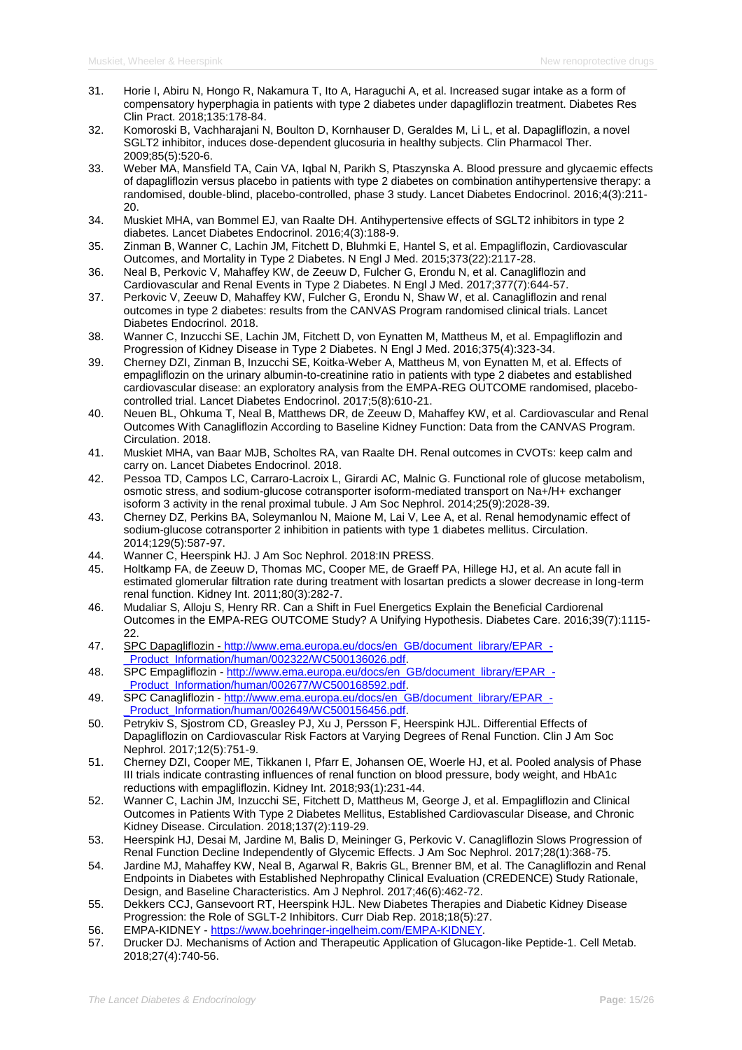31. Horie I, Abiru N, Hongo R, Nakamura T, Ito A, Haraguchi A, et al. Increased sugar intake as a form of compensatory hyperphagia in patients with type 2 diabetes under dapagliflozin treatment. Diabetes Res Clin Pract. 2018;135:178-84.
32. Komoroski B, Vachharajani N, Boulton D, Kornhauser D, Geraldes M, Li L, et al. Dapagliflozin, a novel SGLT2 inhibitor, induces dose-dependent glucosuria in healthy subjects. Clin Pharmacol Ther. 2009;85(5):520-6.
33. Weber MA, Mansfield TA, Cain VA, Iqbal N, Parikh S, Ptaszynska A. Blood pressure and glycaemic effects of dapagliflozin versus placebo in patients with type 2 diabetes on combination antihypertensive therapy: a randomised, double-blind, placebo-controlled, phase 3 study. Lancet Diabetes Endocrinol. 2016;4(3):211-20.
34. Muskiet MHA, van Bommel EJ, van Raalte DH. Antihypertensive effects of SGLT2 inhibitors in type 2 diabetes. Lancet Diabetes Endocrinol. 2016;4(3):188-9.
35. Zinman B, Wanner C, Lachin JM, Fitchett D, Bluhmki E, Hantel S, et al. Empagliflozin, Cardiovascular Outcomes, and Mortality in Type 2 Diabetes. N Engl J Med. 2015;373(22):2117-28.
36. Neal B, Perkovic V, Mahaffey KW, de Zeeuw D, Fulcher G, Erondu N, et al. Canagliflozin and Cardiovascular and Renal Events in Type 2 Diabetes. N Engl J Med. 2017;377(7):644-57.
37. Perkovic V, Zeeuw D, Mahaffey KW, Fulcher G, Erondu N, Shaw W, et al. Canagliflozin and renal outcomes in type 2 diabetes: results from the CANVAS Program randomised clinical trials. Lancet Diabetes Endocrinol. 2018.
38. Wanner C, Inzucchi SE, Lachin JM, Fitchett D, von Eynatten M, Mattheus M, et al. Empagliflozin and Progression of Kidney Disease in Type 2 Diabetes. N Engl J Med. 2016;375(4):323-34.
39. Cherney DZI, Zinman B, Inzucchi SE, Koitka-Weber A, Mattheus M, von Eynatten M, et al. Effects of empagliflozin on the urinary albumin-to-creatinine ratio in patients with type 2 diabetes and established cardiovascular disease: an exploratory analysis from the EMPA-REG OUTCOME randomised, placebo-controlled trial. Lancet Diabetes Endocrinol. 2017;5(8):610-21.
40. Neuen BL, Ohkuma T, Neal B, Matthews DR, de Zeeuw D, Mahaffey KW, et al. Cardiovascular and Renal Outcomes With Canagliflozin According to Baseline Kidney Function: Data from the CANVAS Program. Circulation. 2018.
41. Muskiet MHA, van Baar MJB, Scholtes RA, van Raalte DH. Renal outcomes in CVOTs: keep calm and carry on. Lancet Diabetes Endocrinol. 2018.
42. Pessoa TD, Campos LC, Carraro-Lacroix L, Girardi AC, Malnic G. Functional role of glucose metabolism, osmotic stress, and sodium-glucose cotransporter isoform-mediated transport on Na+/H+ exchanger isoform 3 activity in the renal proximal tubule. J Am Soc Nephrol. 2014;25(9):2028-39.
43. Cherney DZ, Perkins BA, Soleymanlou N, Maione M, Lai V, Lee A, et al. Renal hemodynamic effect of sodium-glucose cotransporter 2 inhibition in patients with type 1 diabetes mellitus. Circulation. 2014;129(5):587-97.
44. Wanner C, Heerspink HJ. J Am Soc Nephrol. 2018:IN PRESS.
45. Holtkamp FA, de Zeeuw D, Thomas MC, Cooper ME, de Graeff PA, Hillege HJ, et al. An acute fall in estimated glomerular filtration rate during treatment with losartan predicts a slower decrease in long-term renal function. Kidney Int. 2011;80(3):282-7.
46. Mudaliar S, Alloju S, Henry RR. Can a Shift in Fuel Energetics Explain the Beneficial Cardiorenal Outcomes in the EMPA-REG OUTCOME Study? A Unifying Hypothesis. Diabetes Care. 2016;39(7):1115-22.
47. SPC Dapagliflozin - http://www.ema.europa.eu/docs/en_GB/document_library/EPAR_-_Product_Information/human/002322/WC500136026.pdf.
48. SPC Empagliflozin - http://www.ema.europa.eu/docs/en_GB/document_library/EPAR_-_Product_Information/human/002677/WC500168592.pdf.
49. SPC Canagliflozin - http://www.ema.europa.eu/docs/en_GB/document_library/EPAR_-_Product_Information/human/002649/WC500156456.pdf.
50. Petrykiv S, Sjostrom CD, Greasley PJ, Xu J, Persson F, Heerspink HJL. Differential Effects of Dapagliflozin on Cardiovascular Risk Factors at Varying Degrees of Renal Function. Clin J Am Soc Nephrol. 2017;12(5):751-9.
51. Cherney DZI, Cooper ME, Tikkanen I, Pfarr E, Johansen OE, Woerle HJ, et al. Pooled analysis of Phase III trials indicate contrasting influences of renal function on blood pressure, body weight, and HbA1c reductions with empagliflozin. Kidney Int. 2018;93(1):231-44.
52. Wanner C, Lachin JM, Inzucchi SE, Fitchett D, Mattheus M, George J, et al. Empagliflozin and Clinical Outcomes in Patients With Type 2 Diabetes Mellitus, Established Cardiovascular Disease, and Chronic Kidney Disease. Circulation. 2018;137(2):119-29.
53. Heerspink HJ, Desai M, Jardine M, Balis D, Meininger G, Perkovic V. Canagliflozin Slows Progression of Renal Function Decline Independently of Glycemic Effects. J Am Soc Nephrol. 2017;28(1):368-75.
54. Jardine MJ, Mahaffey KW, Neal B, Agarwal R, Bakris GL, Brenner BM, et al. The Canagliflozin and Renal Endpoints in Diabetes with Established Nephropathy Clinical Evaluation (CREDENCE) Study Rationale, Design, and Baseline Characteristics. Am J Nephrol. 2017;46(6):462-72.
55. Dekkers CCJ, Gansevoort RT, Heerspink HJL. New Diabetes Therapies and Diabetic Kidney Disease Progression: the Role of SGLT-2 Inhibitors. Curr Diab Rep. 2018;18(5):27.
56. EMPA-KIDNEY - https://www.boehringer-ingelheim.com/EMPA-KIDNEY.
57. Drucker DJ. Mechanisms of Action and Therapeutic Application of Glucagon-like Peptide-1. Cell Metab. 2018;27(4):740-56.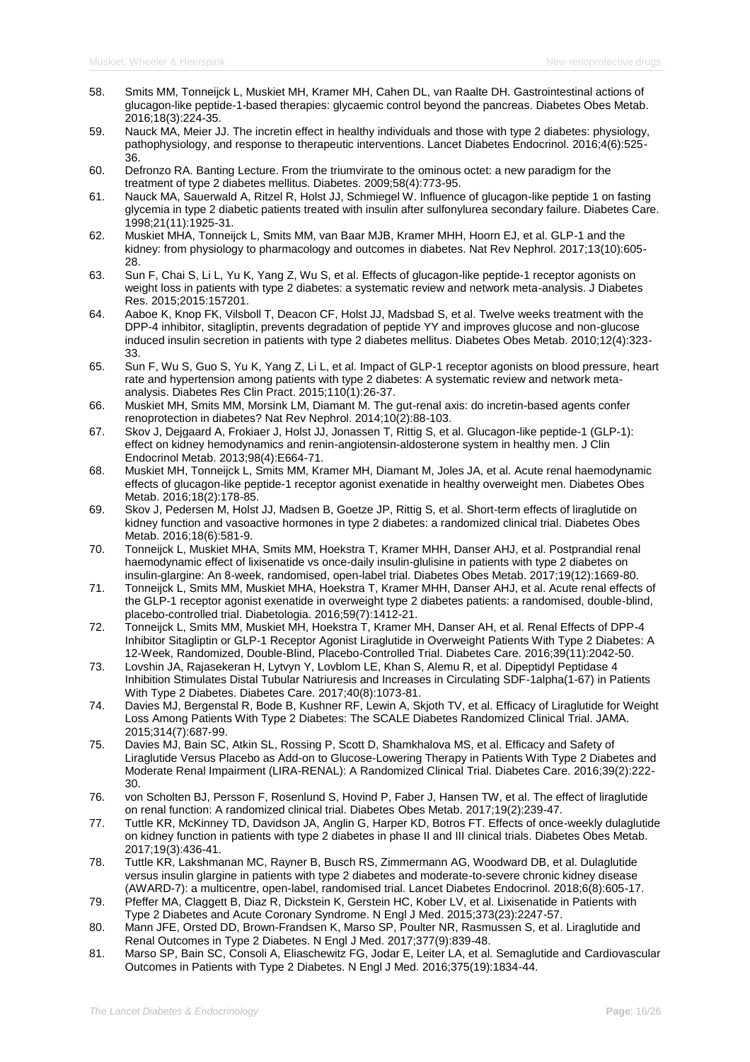58. Smits MM, Tonneijck L, Muskiet MH, Kramer MH, Cahen DL, van Raalte DH. Gastrointestinal actions of glucagon-like peptide-1-based therapies: glycaemic control beyond the pancreas. Diabetes Obes Metab. 2016;18(3):224-35.
59. Nauck MA, Meier JJ. The incretin effect in healthy individuals and those with type 2 diabetes: physiology, pathophysiology, and response to therapeutic interventions. Lancet Diabetes Endocrinol. 2016;4(6):525-36.
60. Defronzo RA. Banting Lecture. From the triumvirate to the ominous octet: a new paradigm for the treatment of type 2 diabetes mellitus. Diabetes. 2009;58(4):773-95.
61. Nauck MA, Sauerwald A, Ritzel R, Holst JJ, Schmiegel W. Influence of glucagon-like peptide 1 on fasting glycemia in type 2 diabetic patients treated with insulin after sulfonylurea secondary failure. Diabetes Care. 1998;21(11):1925-31.
62. Muskiet MHA, Tonneijck L, Smits MM, van Baar MJB, Kramer MHH, Hoorn EJ, et al. GLP-1 and the kidney: from physiology to pharmacology and outcomes in diabetes. Nat Rev Nephrol. 2017;13(10):605-28.
63. Sun F, Chai S, Li L, Yu K, Yang Z, Wu S, et al. Effects of glucagon-like peptide-1 receptor agonists on weight loss in patients with type 2 diabetes: a systematic review and network meta-analysis. J Diabetes Res. 2015;2015:157201.
64. Aaboe K, Knop FK, Vilsboll T, Deacon CF, Holst JJ, Madsbad S, et al. Twelve weeks treatment with the DPP-4 inhibitor, sitagliptin, prevents degradation of peptide YY and improves glucose and non-glucose induced insulin secretion in patients with type 2 diabetes mellitus. Diabetes Obes Metab. 2010;12(4):323-33.
65. Sun F, Wu S, Guo S, Yu K, Yang Z, Li L, et al. Impact of GLP-1 receptor agonists on blood pressure, heart rate and hypertension among patients with type 2 diabetes: A systematic review and network meta-analysis. Diabetes Res Clin Pract. 2015;110(1):26-37.
66. Muskiet MH, Smits MM, Morsink LM, Diamant M. The gut-renal axis: do incretin-based agents confer renoprotection in diabetes? Nat Rev Nephrol. 2014;10(2):88-103.
67. Skov J, Dejgaard A, Frokiaer J, Holst JJ, Jonassen T, Rittig S, et al. Glucagon-like peptide-1 (GLP-1): effect on kidney hemodynamics and renin-angiotensin-aldosterone system in healthy men. J Clin Endocrinol Metab. 2013;98(4):E664-71.
68. Muskiet MH, Tonneijck L, Smits MM, Kramer MH, Diamant M, Joles JA, et al. Acute renal haemodynamic effects of glucagon-like peptide-1 receptor agonist exenatide in healthy overweight men. Diabetes Obes Metab. 2016;18(2):178-85.
69. Skov J, Pedersen M, Holst JJ, Madsen B, Goetze JP, Rittig S, et al. Short-term effects of liraglutide on kidney function and vasoactive hormones in type 2 diabetes: a randomized clinical trial. Diabetes Obes Metab. 2016;18(6):581-9.
70. Tonneijck L, Muskiet MHA, Smits MM, Hoekstra T, Kramer MHH, Danser AHJ, et al. Postprandial renal haemodynamic effect of lixisenatide vs once-daily insulin-glulisine in patients with type 2 diabetes on insulin-glargine: An 8-week, randomised, open-label trial. Diabetes Obes Metab. 2017;19(12):1669-80.
71. Tonneijck L, Smits MM, Muskiet MHA, Hoekstra T, Kramer MHH, Danser AHJ, et al. Acute renal effects of the GLP-1 receptor agonist exenatide in overweight type 2 diabetes patients: a randomised, double-blind, placebo-controlled trial. Diabetologia. 2016;59(7):1412-21.
72. Tonneijck L, Smits MM, Muskiet MH, Hoekstra T, Kramer MH, Danser AH, et al. Renal Effects of DPP-4 Inhibitor Sitagliptin or GLP-1 Receptor Agonist Liraglutide in Overweight Patients With Type 2 Diabetes: A 12-Week, Randomized, Double-Blind, Placebo-Controlled Trial. Diabetes Care. 2016;39(11):2042-50.
73. Lovshin JA, Rajasekeran H, Lytvyn Y, Lovblom LE, Khan S, Alemu R, et al. Dipeptidyl Peptidase 4 Inhibition Stimulates Distal Tubular Natriuresis and Increases in Circulating SDF-1alpha(1-67) in Patients With Type 2 Diabetes. Diabetes Care. 2017;40(8):1073-81.
74. Davies MJ, Bergenstal R, Bode B, Kushner RF, Lewin A, Skjoth TV, et al. Efficacy of Liraglutide for Weight Loss Among Patients With Type 2 Diabetes: The SCALE Diabetes Randomized Clinical Trial. JAMA. 2015;314(7):687-99.
75. Davies MJ, Bain SC, Atkin SL, Rossing P, Scott D, Shamkhalova MS, et al. Efficacy and Safety of Liraglutide Versus Placebo as Add-on to Glucose-Lowering Therapy in Patients With Type 2 Diabetes and Moderate Renal Impairment (LIRA-RENAL): A Randomized Clinical Trial. Diabetes Care. 2016;39(2):222-30.
76. von Scholten BJ, Persson F, Rosenlund S, Hovind P, Faber J, Hansen TW, et al. The effect of liraglutide on renal function: A randomized clinical trial. Diabetes Obes Metab. 2017;19(2):239-47.
77. Tuttle KR, McKinney TD, Davidson JA, Anglin G, Harper KD, Botros FT. Effects of once-weekly dulaglutide on kidney function in patients with type 2 diabetes in phase II and III clinical trials. Diabetes Obes Metab. 2017;19(3):436-41.
78. Tuttle KR, Lakshmanan MC, Rayner B, Busch RS, Zimmermann AG, Woodward DB, et al. Dulaglutide versus insulin glargine in patients with type 2 diabetes and moderate-to-severe chronic kidney disease (AWARD-7): a multicentre, open-label, randomised trial. Lancet Diabetes Endocrinol. 2018;6(8):605-17.
79. Pfeffer MA, Claggett B, Diaz R, Dickstein K, Gerstein HC, Kober LV, et al. Lixisenatide in Patients with Type 2 Diabetes and Acute Coronary Syndrome. N Engl J Med. 2015;373(23):2247-57.
80. Mann JFE, Orsted DD, Brown-Frandsen K, Marso SP, Poulter NR, Rasmussen S, et al. Liraglutide and Renal Outcomes in Type 2 Diabetes. N Engl J Med. 2017;377(9):839-48.
81. Marso SP, Bain SC, Consoli A, Eliaschewitz FG, Jodar E, Leiter LA, et al. Semaglutide and Cardiovascular Outcomes in Patients with Type 2 Diabetes. N Engl J Med. 2016;375(19):1834-44.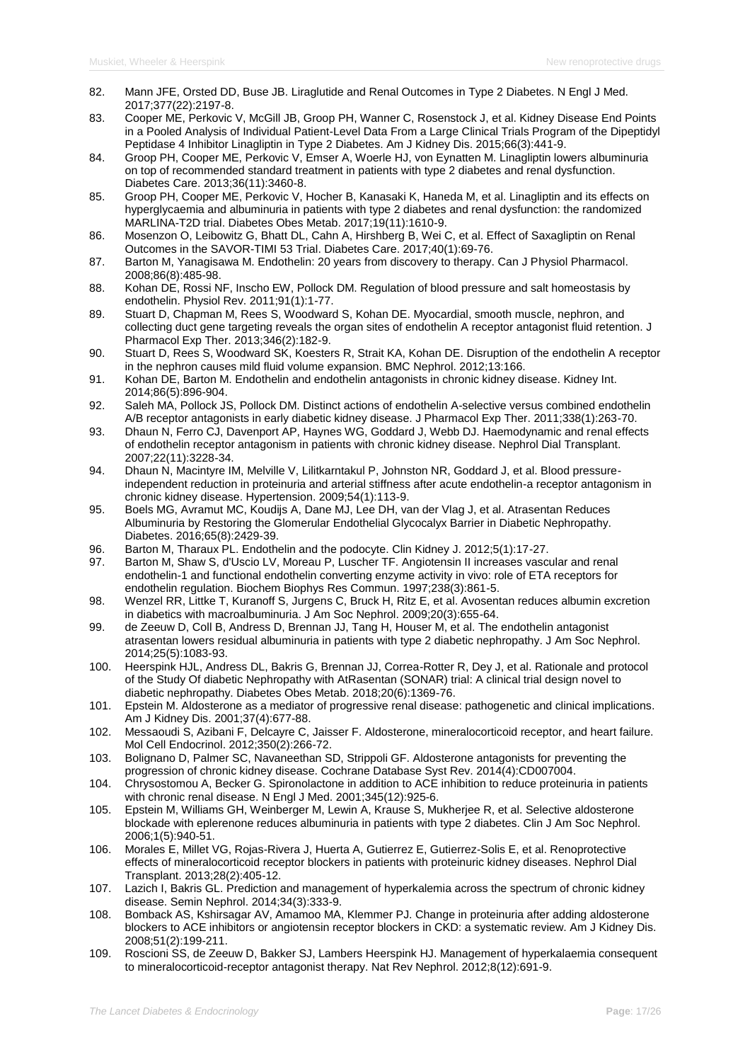82. Mann JFE, Orsted DD, Buse JB. Liraglutide and Renal Outcomes in Type 2 Diabetes. N Engl J Med. 2017;377(22):2197-8.
83. Cooper ME, Perkovic V, McGill JB, Groop PH, Wanner C, Rosenstock J, et al. Kidney Disease End Points in a Pooled Analysis of Individual Patient-Level Data From a Large Clinical Trials Program of the Dipeptidyl Peptidase 4 Inhibitor Linagliptin in Type 2 Diabetes. Am J Kidney Dis. 2015;66(3):441-9.
84. Groop PH, Cooper ME, Perkovic V, Emser A, Woerle HJ, von Eynatten M. Linagliptin lowers albuminuria on top of recommended standard treatment in patients with type 2 diabetes and renal dysfunction. Diabetes Care. 2013;36(11):3460-8.
85. Groop PH, Cooper ME, Perkovic V, Hocher B, Kanasaki K, Haneda M, et al. Linagliptin and its effects on hyperglycaemia and albuminuria in patients with type 2 diabetes and renal dysfunction: the randomized MARLINA-T2D trial. Diabetes Obes Metab. 2017;19(11):1610-9.
86. Mosenzon O, Leibowitz G, Bhatt DL, Cahn A, Hirshberg B, Wei C, et al. Effect of Saxagliptin on Renal Outcomes in the SAVOR-TIMI 53 Trial. Diabetes Care. 2017;40(1):69-76.
87. Barton M, Yanagisawa M. Endothelin: 20 years from discovery to therapy. Can J Physiol Pharmacol. 2008;86(8):485-98.
88. Kohan DE, Rossi NF, Inscho EW, Pollock DM. Regulation of blood pressure and salt homeostasis by endothelin. Physiol Rev. 2011;91(1):1-77.
89. Stuart D, Chapman M, Rees S, Woodward S, Kohan DE. Myocardial, smooth muscle, nephron, and collecting duct gene targeting reveals the organ sites of endothelin A receptor antagonist fluid retention. J Pharmacol Exp Ther. 2013;346(2):182-9.
90. Stuart D, Rees S, Woodward SK, Koesters R, Strait KA, Kohan DE. Disruption of the endothelin A receptor in the nephron causes mild fluid volume expansion. BMC Nephrol. 2012;13:166.
91. Kohan DE, Barton M. Endothelin and endothelin antagonists in chronic kidney disease. Kidney Int. 2014;86(5):896-904.
92. Saleh MA, Pollock JS, Pollock DM. Distinct actions of endothelin A-selective versus combined endothelin A/B receptor antagonists in early diabetic kidney disease. J Pharmacol Exp Ther. 2011;338(1):263-70.
93. Dhaun N, Ferro CJ, Davenport AP, Haynes WG, Goddard J, Webb DJ. Haemodynamic and renal effects of endothelin receptor antagonism in patients with chronic kidney disease. Nephrol Dial Transplant. 2007;22(11):3228-34.
94. Dhaun N, Macintyre IM, Melville V, Lilitkarntakul P, Johnston NR, Goddard J, et al. Blood pressure-independent reduction in proteinuria and arterial stiffness after acute endothelin-a receptor antagonism in chronic kidney disease. Hypertension. 2009;54(1):113-9.
95. Boels MG, Avramut MC, Koudijs A, Dane MJ, Lee DH, van der Vlag J, et al. Atrasentan Reduces Albuminuria by Restoring the Glomerular Endothelial Glycocalyx Barrier in Diabetic Nephropathy. Diabetes. 2016;65(8):2429-39.
96. Barton M, Tharaux PL. Endothelin and the podocyte. Clin Kidney J. 2012;5(1):17-27.
97. Barton M, Shaw S, d'Uscio LV, Moreau P, Luscher TF. Angiotensin II increases vascular and renal endothelin-1 and functional endothelin converting enzyme activity in vivo: role of ETA receptors for endothelin regulation. Biochem Biophys Res Commun. 1997;238(3):861-5.
98. Wenzel RR, Littke T, Kuranoff S, Jurgens C, Bruck H, Ritz E, et al. Avosentan reduces albumin excretion in diabetics with macroalbuminuria. J Am Soc Nephrol. 2009;20(3):655-64.
99. de Zeeuw D, Coll B, Andress D, Brennan JJ, Tang H, Houser M, et al. The endothelin antagonist atrasentan lowers residual albuminuria in patients with type 2 diabetic nephropathy. J Am Soc Nephrol. 2014;25(5):1083-93.
100. Heerspink HJL, Andress DL, Bakris G, Brennan JJ, Correa-Rotter R, Dey J, et al. Rationale and protocol of the Study Of diabetic Nephropathy with AtRasentan (SONAR) trial: A clinical trial design novel to diabetic nephropathy. Diabetes Obes Metab. 2018;20(6):1369-76.
101. Epstein M. Aldosterone as a mediator of progressive renal disease: pathogenetic and clinical implications. Am J Kidney Dis. 2001;37(4):677-88.
102. Messaoudi S, Azibani F, Delcayre C, Jaisser F. Aldosterone, mineralocorticoid receptor, and heart failure. Mol Cell Endocrinol. 2012;350(2):266-72.
103. Bolignano D, Palmer SC, Navaneethan SD, Strippoli GF. Aldosterone antagonists for preventing the progression of chronic kidney disease. Cochrane Database Syst Rev. 2014(4):CD007004.
104. Chrysostomou A, Becker G. Spironolactone in addition to ACE inhibition to reduce proteinuria in patients with chronic renal disease. N Engl J Med. 2001;345(12):925-6.
105. Epstein M, Williams GH, Weinberger M, Lewin A, Krause S, Mukherjee R, et al. Selective aldosterone blockade with eplerenone reduces albuminuria in patients with type 2 diabetes. Clin J Am Soc Nephrol. 2006;1(5):940-51.
106. Morales E, Millet VG, Rojas-Rivera J, Huerta A, Gutierrez E, Gutierrez-Solis E, et al. Renoprotective effects of mineralocorticoid receptor blockers in patients with proteinuric kidney diseases. Nephrol Dial Transplant. 2013;28(2):405-12.
107. Lazich I, Bakris GL. Prediction and management of hyperkalemia across the spectrum of chronic kidney disease. Semin Nephrol. 2014;34(3):333-9.
108. Bomback AS, Kshirsagar AV, Amamoo MA, Klemmer PJ. Change in proteinuria after adding aldosterone blockers to ACE inhibitors or angiotensin receptor blockers in CKD: a systematic review. Am J Kidney Dis. 2008;51(2):199-211.
109. Roscioni SS, de Zeeuw D, Bakker SJ, Lambers Heerspink HJ. Management of hyperkalaemia consequent to mineralocorticoid-receptor antagonist therapy. Nat Rev Nephrol. 2012;8(12):691-9.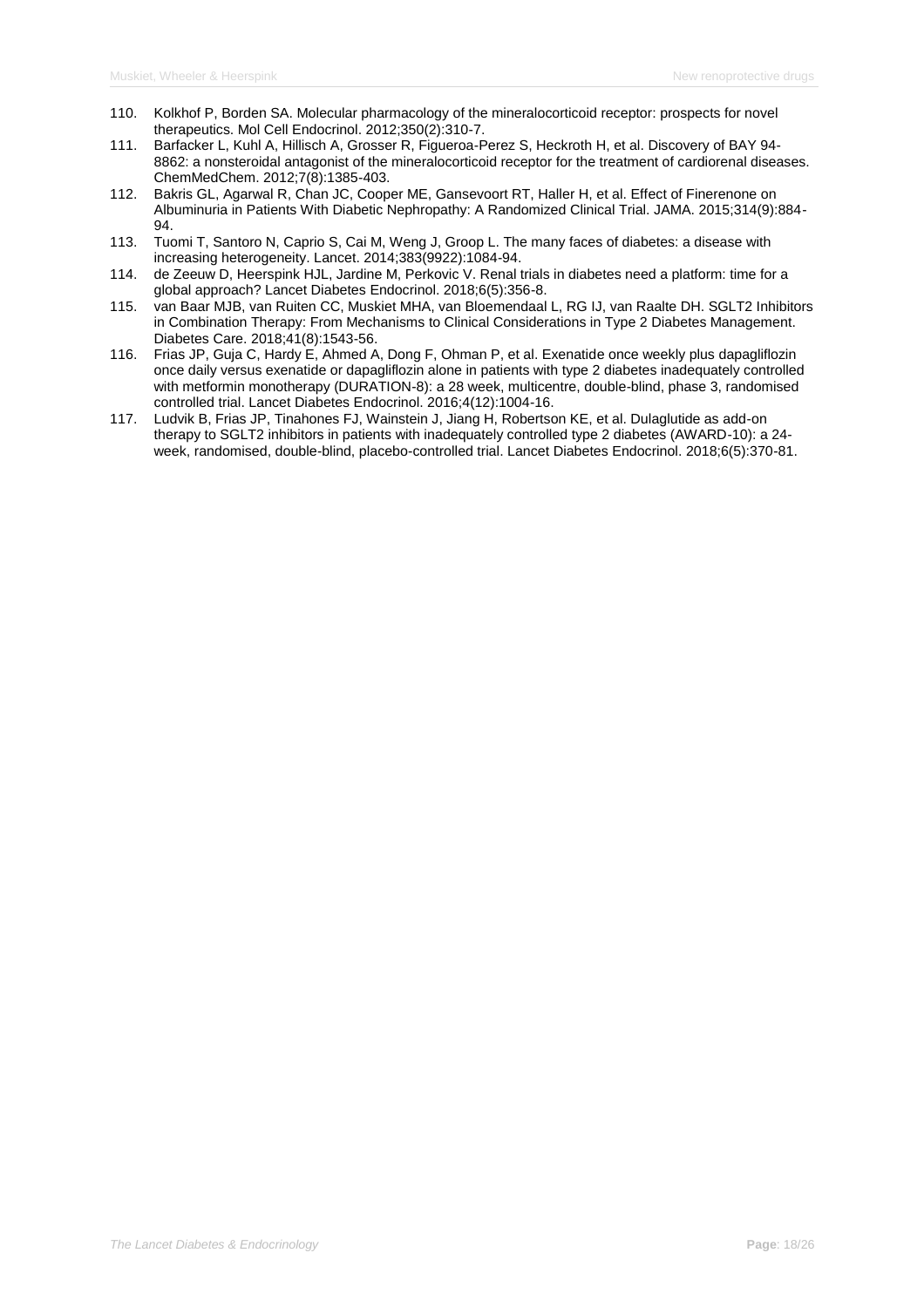110. Kolkhof P, Borden SA. Molecular pharmacology of the mineralocorticoid receptor: prospects for novel therapeutics. Mol Cell Endocrinol. 2012;350(2):310-7.
111. Barfacker L, Kuhl A, Hillisch A, Grosser R, Figueroa-Perez S, Heckroth H, et al. Discovery of BAY 94-8862: a nonsteroidal antagonist of the mineralocorticoid receptor for the treatment of cardiorenal diseases. ChemMedChem. 2012;7(8):1385-403.
112. Bakris GL, Agarwal R, Chan JC, Cooper ME, Gansevoort RT, Haller H, et al. Effect of Finerenone on Albuminuria in Patients With Diabetic Nephropathy: A Randomized Clinical Trial. JAMA. 2015;314(9):884-94.
113. Tuomi T, Santoro N, Caprio S, Cai M, Weng J, Groop L. The many faces of diabetes: a disease with increasing heterogeneity. Lancet. 2014;383(9922):1084-94.
114. de Zeeuw D, Heerspink HJL, Jardine M, Perkovic V. Renal trials in diabetes need a platform: time for a global approach? Lancet Diabetes Endocrinol. 2018;6(5):356-8.
115. van Baar MJB, van Ruiten CC, Muskiet MHA, van Bloemendaal L, RG IJ, van Raalte DH. SGLT2 Inhibitors in Combination Therapy: From Mechanisms to Clinical Considerations in Type 2 Diabetes Management. Diabetes Care. 2018;41(8):1543-56.
116. Frias JP, Guja C, Hardy E, Ahmed A, Dong F, Ohman P, et al. Exenatide once weekly plus dapagliflozin once daily versus exenatide or dapagliflozin alone in patients with type 2 diabetes inadequately controlled with metformin monotherapy (DURATION-8): a 28 week, multicentre, double-blind, phase 3, randomised controlled trial. Lancet Diabetes Endocrinol. 2016;4(12):1004-16.
117. Ludvik B, Frias JP, Tinahones FJ, Wainstein J, Jiang H, Robertson KE, et al. Dulaglutide as add-on therapy to SGLT2 inhibitors in patients with inadequately controlled type 2 diabetes (AWARD-10): a 24-week, randomised, double-blind, placebo-controlled trial. Lancet Diabetes Endocrinol. 2018;6(5):370-81.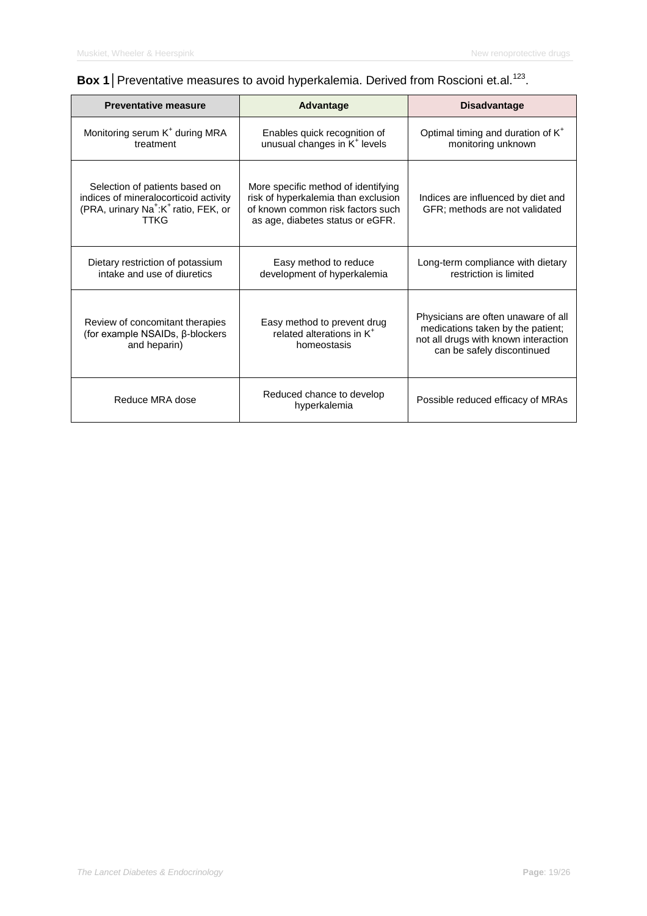**Box 1**│Preventative measures to avoid hyperkalemia. Derived from Roscioni et.al.[123].

| Preventative measure | Advantage | Disadvantage |
|---|---|---|
| Monitoring serum $K^+$ during MRA treatment | Enables quick recognition of unusual changes in $K^+$ levels | Optimal timing and duration of $K^+$ monitoring unknown |
| Selection of patients based on indices of mineralocorticoid activity (PRA, urinary $Na^+$:$K^+$ ratio, FEK, or TTKG | More specific method of identifying risk of hyperkalemia than exclusion of known common risk factors such as age, diabetes status or eGFR. | Indices are influenced by diet and GFR; methods are not validated |
| Dietary restriction of potassium intake and use of diuretics | Easy method to reduce development of hyperkalemia | Long-term compliance with dietary restriction is limited |
| Review of concomitant therapies (for example NSAIDs, β-blockers and heparin) | Easy method to prevent drug related alterations in $K^+$ homeostasis | Physicians are often unaware of all medications taken by the patient; not all drugs with known interaction can be safely discontinued |
| Reduce MRA dose | Reduced chance to develop hyperkalemia | Possible reduced efficacy of MRAs |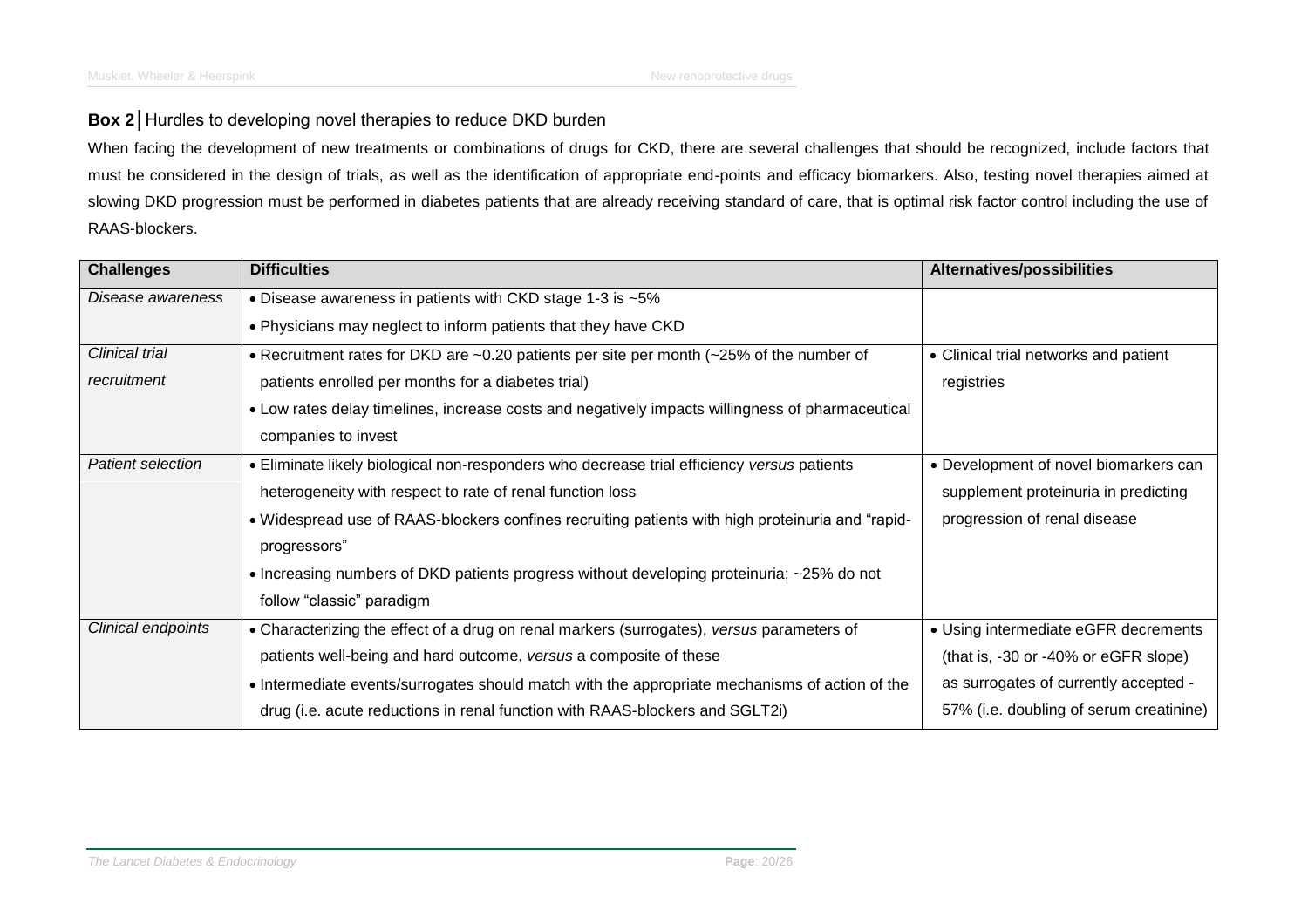**Box 2** | Hurdles to developing novel therapies to reduce DKD burden

When facing the development of new treatments or combinations of drugs for CKD, there are several challenges that should be recognized, include factors that must be considered in the design of trials, as well as the identification of appropriate end-points and efficacy biomarkers. Also, testing novel therapies aimed at slowing DKD progression must be performed in diabetes patients that are already receiving standard of care, that is optimal risk factor control including the use of RAAS-blockers.

| Challenges | Difficulties | Alternatives/possibilities |
|---|---|---|
| *Disease awareness* | • Disease awareness in patients with CKD stage 1-3 is ~5%<br>• Physicians may neglect to inform patients that they have CKD | |
| *Clinical trial recruitment* | • Recruitment rates for DKD are ~0.20 patients per site per month (~25% of the number of patients enrolled per months for a diabetes trial)<br>• Low rates delay timelines, increase costs and negatively impacts willingness of pharmaceutical companies to invest | • Clinical trial networks and patient registries |
| *Patient selection* | • Eliminate likely biological non-responders who decrease trial efficiency *versus* patients heterogeneity with respect to rate of renal function loss<br>• Widespread use of RAAS-blockers confines recruiting patients with high proteinuria and "rapid-progressors"<br>• Increasing numbers of DKD patients progress without developing proteinuria; ~25% do not follow "classic" paradigm | • Development of novel biomarkers can supplement proteinuria in predicting progression of renal disease |
| *Clinical endpoints* | • Characterizing the effect of a drug on renal markers (surrogates), *versus* parameters of patients well-being and hard outcome, *versus* a composite of these<br>• Intermediate events/surrogates should match with the appropriate mechanisms of action of the drug (i.e. acute reductions in renal function with RAAS-blockers and SGLT2i) | • Using intermediate eGFR decrements (that is, -30 or -40% or eGFR slope) as surrogates of currently accepted -57% (i.e. doubling of serum creatinine) |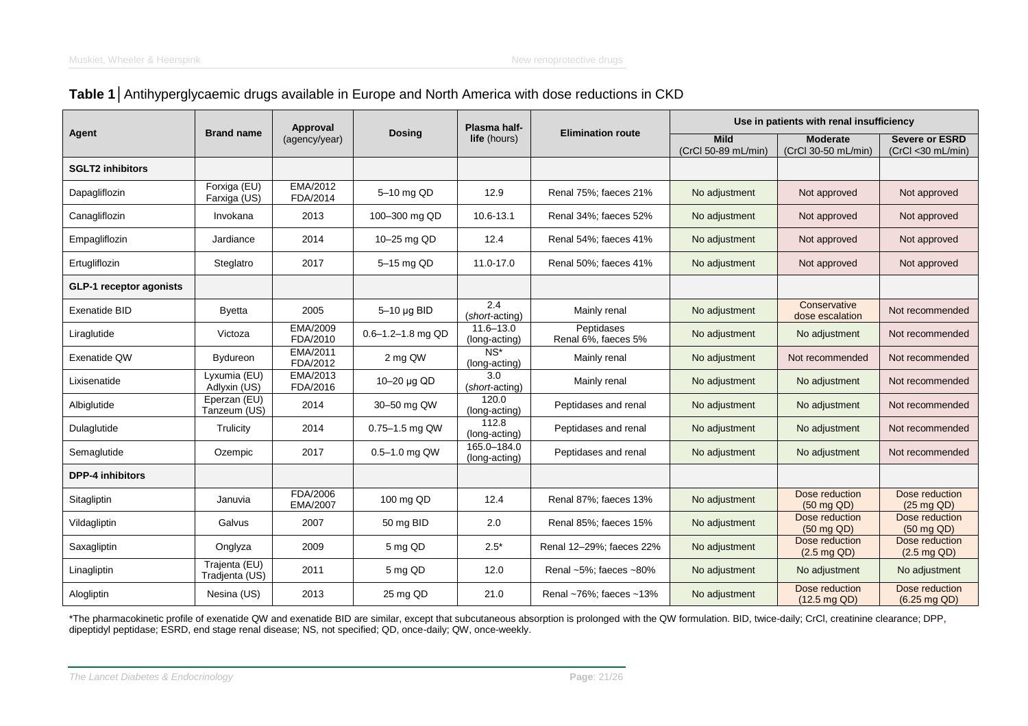**Table 1** │ Antihyperglycaemic drugs available in Europe and North America with dose reductions in CKD

| Agent | Brand name | Approval (agency/year) | Dosing | Plasma half-life (hours) | Elimination route | Use in patients with renal insufficiency | | |
|---|---|---|---|---|---|---|---|---|
| | | | | | | **Mild** (CrCl 50-89 mL/min) | **Moderate** (CrCl 30-50 mL/min) | **Severe or ESRD** (CrCl <30 mL/min) |
| **SGLT2 inhibitors** | | | | | | | | |
| Dapagliflozin | Forxiga (EU) Farxiga (US) | EMA/2012 FDA/2014 | 5–10 mg QD | 12.9 | Renal 75%; faeces 21% | No adjustment | Not approved | Not approved |
| Canagliflozin | Invokana | 2013 | 100–300 mg QD | 10.6-13.1 | Renal 34%; faeces 52% | No adjustment | Not approved | Not approved |
| Empagliflozin | Jardiance | 2014 | 10–25 mg QD | 12.4 | Renal 54%; faeces 41% | No adjustment | Not approved | Not approved |
| Ertugliflozin | Steglatro | 2017 | 5–15 mg QD | 11.0-17.0 | Renal 50%; faeces 41% | No adjustment | Not approved | Not approved |
| **GLP-1 receptor agonists** | | | | | | | | |
| Exenatide BID | Byetta | 2005 | 5–10 μg BID | 2.4 (*short*-acting) | Mainly renal | No adjustment | Conservative dose escalation | Not recommended |
| Liraglutide | Victoza | EMA/2009 FDA/2010 | 0.6–1.2–1.8 mg QD | 11.6–13.0 (long-acting) | Peptidases Renal 6%, faeces 5% | No adjustment | No adjustment | Not recommended |
| Exenatide QW | Bydureon | EMA/2011 FDA/2012 | 2 mg QW | NS* (long-acting) | Mainly renal | No adjustment | Not recommended | Not recommended |
| Lixisenatide | Lyxumia (EU) Adlyxin (US) | EMA/2013 FDA/2016 | 10–20 μg QD | 3.0 (*short*-acting) | Mainly renal | No adjustment | No adjustment | Not recommended |
| Albiglutide | Eperzan (EU) Tanzeum (US) | 2014 | 30–50 mg QW | 120.0 (long-acting) | Peptidases and renal | No adjustment | No adjustment | Not recommended |
| Dulaglutide | Trulicity | 2014 | 0.75–1.5 mg QW | 112.8 (long-acting) | Peptidases and renal | No adjustment | No adjustment | Not recommended |
| Semaglutide | Ozempic | 2017 | 0.5–1.0 mg QW | 165.0–184.0 (long-acting) | Peptidases and renal | No adjustment | No adjustment | Not recommended |
| **DPP-4 inhibitors** | | | | | | | | |
| Sitagliptin | Januvia | FDA/2006 EMA/2007 | 100 mg QD | 12.4 | Renal 87%; faeces 13% | No adjustment | Dose reduction (50 mg QD) | Dose reduction (25 mg QD) |
| Vildagliptin | Galvus | 2007 | 50 mg BID | 2.0 | Renal 85%; faeces 15% | No adjustment | Dose reduction (50 mg QD) | Dose reduction (50 mg QD) |
| Saxagliptin | Onglyza | 2009 | 5 mg QD | 2.5* | Renal 12–29%; faeces 22% | No adjustment | Dose reduction (2.5 mg QD) | Dose reduction (2.5 mg QD) |
| Linagliptin | Trajenta (EU) Tradjenta (US) | 2011 | 5 mg QD | 12.0 | Renal ~5%; faeces ~80% | No adjustment | No adjustment | No adjustment |
| Alogliptin | Nesina (US) | 2013 | 25 mg QD | 21.0 | Renal ~76%; faeces ~13% | No adjustment | Dose reduction (12.5 mg QD) | Dose reduction (6.25 mg QD) |

*The pharmacokinetic profile of exenatide QW and exenatide BID are similar, except that subcutaneous absorption is prolonged with the QW formulation. BID, twice-daily; CrCl, creatinine clearance; DPP, dipeptidyl peptidase; ESRD, end stage renal disease; NS, not specified; QD, once-daily; QW, once-weekly.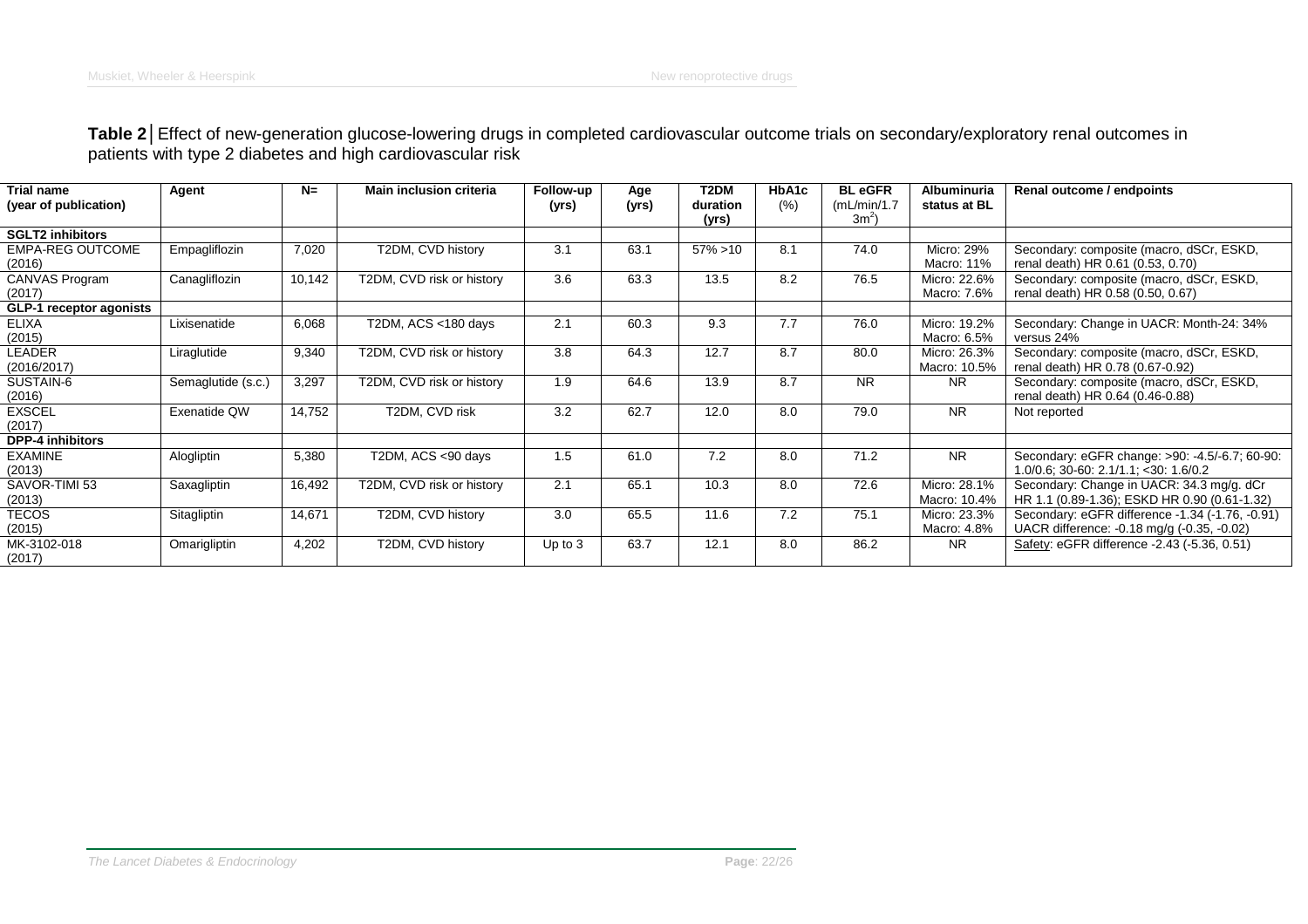**Table 2** | Effect of new-generation glucose-lowering drugs in completed cardiovascular outcome trials on secondary/exploratory renal outcomes in patients with type 2 diabetes and high cardiovascular risk

| Trial name (year of publication) | Agent | N= | Main inclusion criteria | Follow-up (yrs) | Age (yrs) | T2DM duration (yrs) | HbA1c (%) | BL eGFR (mL/min/1.73m$^2$) | Albuminuria status at BL | Renal outcome / endpoints |
|---|---|---|---|---|---|---|---|---|---|---|
| **SGLT2 inhibitors** | | | | | | | | | | |
| EMPA-REG OUTCOME (2016) | Empagliflozin | 7,020 | T2DM, CVD history | 3.1 | 63.1 | 57% >10 | 8.1 | 74.0 | Micro: 29% Macro: 11% | Secondary: composite (macro, dSCr, ESKD, renal death) HR 0.61 (0.53, 0.70) |
| CANVAS Program (2017) | Canagliflozin | 10,142 | T2DM, CVD risk or history | 3.6 | 63.3 | 13.5 | 8.2 | 76.5 | Micro: 22.6% Macro: 7.6% | Secondary: composite (macro, dSCr, ESKD, renal death) HR 0.58 (0.50, 0.67) |
| **GLP-1 receptor agonists** | | | | | | | | | | |
| ELIXA (2015) | Lixisenatide | 6,068 | T2DM, ACS <180 days | 2.1 | 60.3 | 9.3 | 7.7 | 76.0 | Micro: 19.2% Macro: 6.5% | Secondary: Change in UACR: Month-24: 34% versus 24% |
| LEADER (2016/2017) | Liraglutide | 9,340 | T2DM, CVD risk or history | 3.8 | 64.3 | 12.7 | 8.7 | 80.0 | Micro: 26.3% Macro: 10.5% | Secondary: composite (macro, dSCr, ESKD, renal death) HR 0.78 (0.67-0.92) |
| SUSTAIN-6 (2016) | Semaglutide (s.c.) | 3,297 | T2DM, CVD risk or history | 1.9 | 64.6 | 13.9 | 8.7 | NR | NR | Secondary: composite (macro, dSCr, ESKD, renal death) HR 0.64 (0.46-0.88) |
| EXSCEL (2017) | Exenatide QW | 14,752 | T2DM, CVD risk | 3.2 | 62.7 | 12.0 | 8.0 | 79.0 | NR | Not reported |
| **DPP-4 inhibitors** | | | | | | | | | | |
| EXAMINE (2013) | Alogliptin | 5,380 | T2DM, ACS <90 days | 1.5 | 61.0 | 7.2 | 8.0 | 71.2 | NR | Secondary: eGFR change: >90: -4.5/-6.7; 60-90: 1.0/0.6; 30-60: 2.1/1.1; <30: 1.6/0.2 |
| SAVOR-TIMI 53 (2013) | Saxagliptin | 16,492 | T2DM, CVD risk or history | 2.1 | 65.1 | 10.3 | 8.0 | 72.6 | Micro: 28.1% Macro: 10.4% | Secondary: Change in UACR: 34.3 mg/g. dCr HR 1.1 (0.89-1.36); ESKD HR 0.90 (0.61-1.32) |
| TECOS (2015) | Sitagliptin | 14,671 | T2DM, CVD history | 3.0 | 65.5 | 11.6 | 7.2 | 75.1 | Micro: 23.3% Macro: 4.8% | Secondary: eGFR difference -1.34 (-1.76, -0.91) UACR difference: -0.18 mg/g (-0.35, -0.02) |
| MK-3102-018 (2017) | Omarigliptin | 4,202 | T2DM, CVD history | Up to 3 | 63.7 | 12.1 | 8.0 | 86.2 | NR | Safety: eGFR difference -2.43 (-5.36, 0.51) |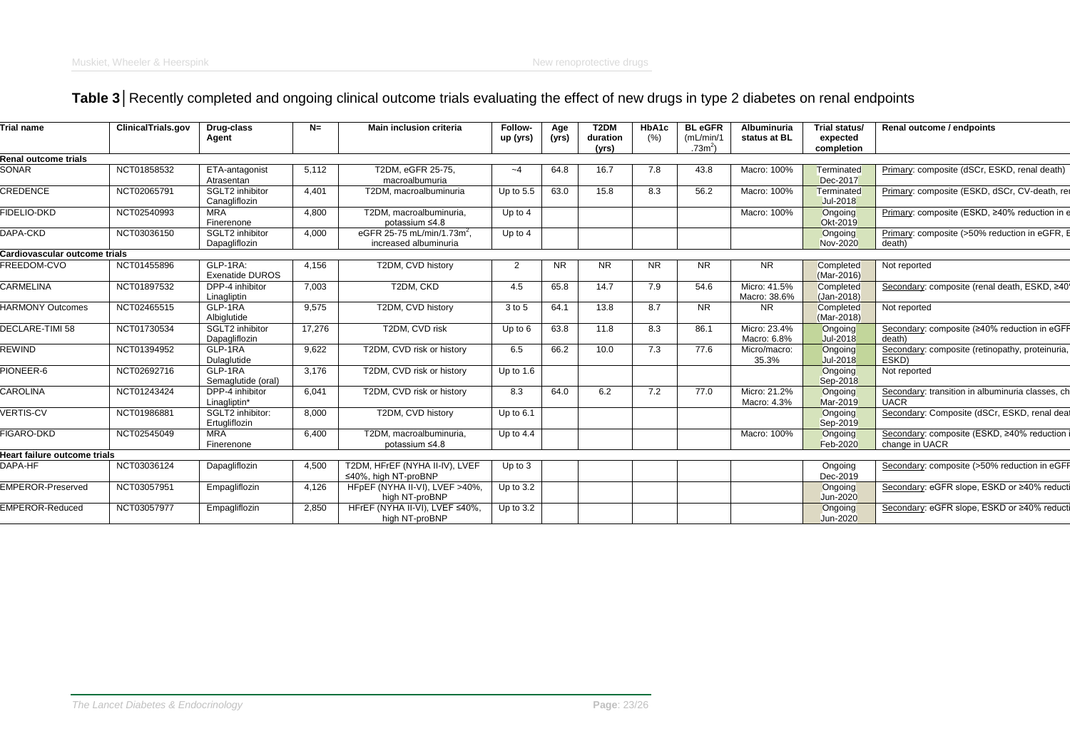**Table 3**│Recently completed and ongoing clinical outcome trials evaluating the effect of new drugs in type 2 diabetes on renal endpoints

| Trial name | ClinicalTrials.gov | Drug-class Agent | N= | Main inclusion criteria | Follow-up (yrs) | Age (yrs) | T2DM duration (yrs) | HbA1c (%) | BL eGFR (mL/min/1.73m$^2$) | Albuminuria status at BL | Trial status/ expected completion | Renal outcome / endpoints |
|---|---|---|---|---|---|---|---|---|---|---|---|---|
| **Renal outcome trials** | | | | | | | | | | | | |
| SONAR | NCT01858532 | ETA-antagonist Atrasentan | 5,112 | T2DM, eGFR 25-75, macroalbumuria | ~4 | 64.8 | 16.7 | 7.8 | 43.8 | Macro: 100% | Terminated Dec-2017 | Primary: composite (dSCr, ESKD, renal death) |
| CREDENCE | NCT02065791 | SGLT2 inhibitor Canagliflozin | 4,401 | T2DM, macroalbuminuria | Up to 5.5 | 63.0 | 15.8 | 8.3 | 56.2 | Macro: 100% | Terminated Jul-2018 | Primary: composite (ESKD, dSCr, CV-death, re |
| FIDELIO-DKD | NCT02540993 | MRA Finerenone | 4,800 | T2DM, macroalbuminuria, potassium ≤4.8 | Up to 4 | | | | | Macro: 100% | Ongoing Okt-2019 | Primary: composite (ESKD, ≥40% reduction in e |
| DAPA-CKD | NCT03036150 | SGLT2 inhibitor Dapagliflozin | 4,000 | eGFR 25-75 mL/min/1.73m$^2$, increased albuminuria | Up to 4 | | | | | | Ongoing Nov-2020 | Primary: composite (>50% reduction in eGFR, E death) |
| **Cardiovascular outcome trials** | | | | | | | | | | | | |
| FREEDOM-CVO | NCT01455896 | GLP-1RA: Exenatide DUROS | 4,156 | T2DM, CVD history | 2 | NR | NR | NR | NR | NR | Completed (Mar-2016) | Not reported |
| CARMELINA | NCT01897532 | DPP-4 inhibitor Linagliptin | 7,003 | T2DM, CKD | 4.5 | 65.8 | 14.7 | 7.9 | 54.6 | Micro: 41.5% Macro: 38.6% | Completed (Jan-2018) | Secondary: composite (renal death, ESKD, ≥40 |
| HARMONY Outcomes | NCT02465515 | GLP-1RA Albiglutide | 9,575 | T2DM, CVD history | 3 to 5 | 64.1 | 13.8 | 8.7 | NR | NR | Completed (Mar-2018) | Not reported |
| DECLARE-TIMI 58 | NCT01730534 | SGLT2 inhibitor Dapagliflozin | 17,276 | T2DM, CVD risk | Up to 6 | 63.8 | 11.8 | 8.3 | 86.1 | Micro: 23.4% Macro: 6.8% | Ongoing Jul-2018 | Secondary: composite (≥40% reduction in eGFR death) |
| REWIND | NCT01394952 | GLP-1RA Dulaglutide | 9,622 | T2DM, CVD risk or history | 6.5 | 66.2 | 10.0 | 7.3 | 77.6 | Micro/macro: 35.3% | Ongoing Jul-2018 | Secondary: composite (retinopathy, proteinuria, ESKD) |
| PIONEER-6 | NCT02692716 | GLP-1RA Semaglutide (oral) | 3,176 | T2DM, CVD risk or history | Up to 1.6 | | | | | | Ongoing Sep-2018 | Not reported |
| CAROLINA | NCT01243424 | DPP-4 inhibitor Linagliptin* | 6,041 | T2DM, CVD risk or history | 8.3 | 64.0 | 6.2 | 7.2 | 77.0 | Micro: 21.2% Macro: 4.3% | Ongoing Mar-2019 | Secondary: transition in albuminuria classes, ch UACR |
| VERTIS-CV | NCT01986881 | SGLT2 inhibitor: Ertugliflozin | 8,000 | T2DM, CVD history | Up to 6.1 | | | | | | Ongoing Sep-2019 | Secondary: Composite (dSCr, ESKD, renal dea |
| FIGARO-DKD | NCT02545049 | MRA Finerenone | 6,400 | T2DM, macroalbuminuria, potassium ≤4.8 | Up to 4.4 | | | | | Macro: 100% | Ongoing Feb-2020 | Secondary: composite (ESKD, ≥40% reduction change in UACR |
| **Heart failure outcome trials** | | | | | | | | | | | | |
| DAPA-HF | NCT03036124 | Dapagliflozin | 4,500 | T2DM, HFrEF (NYHA II-IV), LVEF ≤40%, high NT-proBNP | Up to 3 | | | | | | Ongoing Dec-2019 | Secondary: composite (>50% reduction in eGFR |
| EMPEROR-Preserved | NCT03057951 | Empagliflozin | 4,126 | HFpEF (NYHA II-VI), LVEF >40%, high NT-proBNP | Up to 3.2 | | | | | | Ongoing Jun-2020 | Secondary: eGFR slope, ESKD or ≥40% reducti |
| EMPEROR-Reduced | NCT03057977 | Empagliflozin | 2,850 | HFrEF (NYHA II-VI), LVEF ≤40%, high NT-proBNP | Up to 3.2 | | | | | | Ongoing Jun-2020 | Secondary: eGFR slope, ESKD or ≥40% reducti |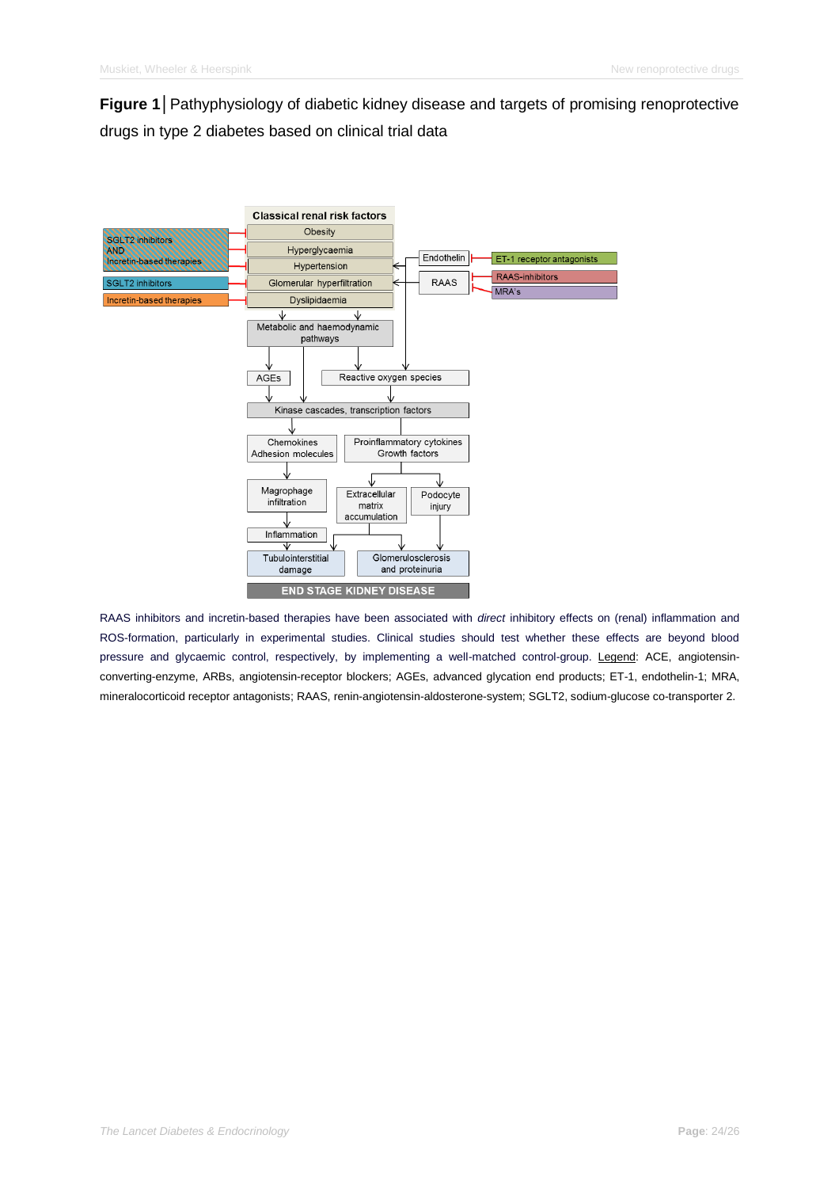**Figure 1**│ Pathyphysiology of diabetic kidney disease and targets of promising renoprotective drugs in type 2 diabetes based on clinical trial data

Classical renal risk factors

- Obesity
- Hyperglycaemia
- Hypertension
- Glomerular hyperfiltration
- Dyslipidaemia

SGLT2 inhibitors AND Incretin-based therapies

SGLT2 inhibitors

Incretin-based therapies

Endothelin — ET-1 receptor antagonists

RAAS — RAAS-inhibitors, MRA's

Metabolic and haemodynamic pathways

AGEs

Reactive oxygen species

Kinase cascades, transcription factors

Chemokines Adhesion molecules

Proinflammatory cytokines Growth factors

Magrophage infiltration

Extracellular matrix accumulation

Podocyte injury

Inflammation

Tubulointerstitial damage

Glomerulosclerosis and proteinuria

END STAGE KIDNEY DISEASE

RAAS inhibitors and incretin-based therapies have been associated with *direct* inhibitory effects on (renal) inflammation and ROS-formation, particularly in experimental studies. Clinical studies should test whether these effects are beyond blood pressure and glycaemic control, respectively, by implementing a well-matched control-group. Legend: ACE, angiotensin-converting-enzyme, ARBs, angiotensin-receptor blockers; AGEs, advanced glycation end products; ET-1, endothelin-1; MRA, mineralocorticoid receptor antagonists; RAAS, renin-angiotensin-aldosterone-system; SGLT2, sodium-glucose co-transporter 2.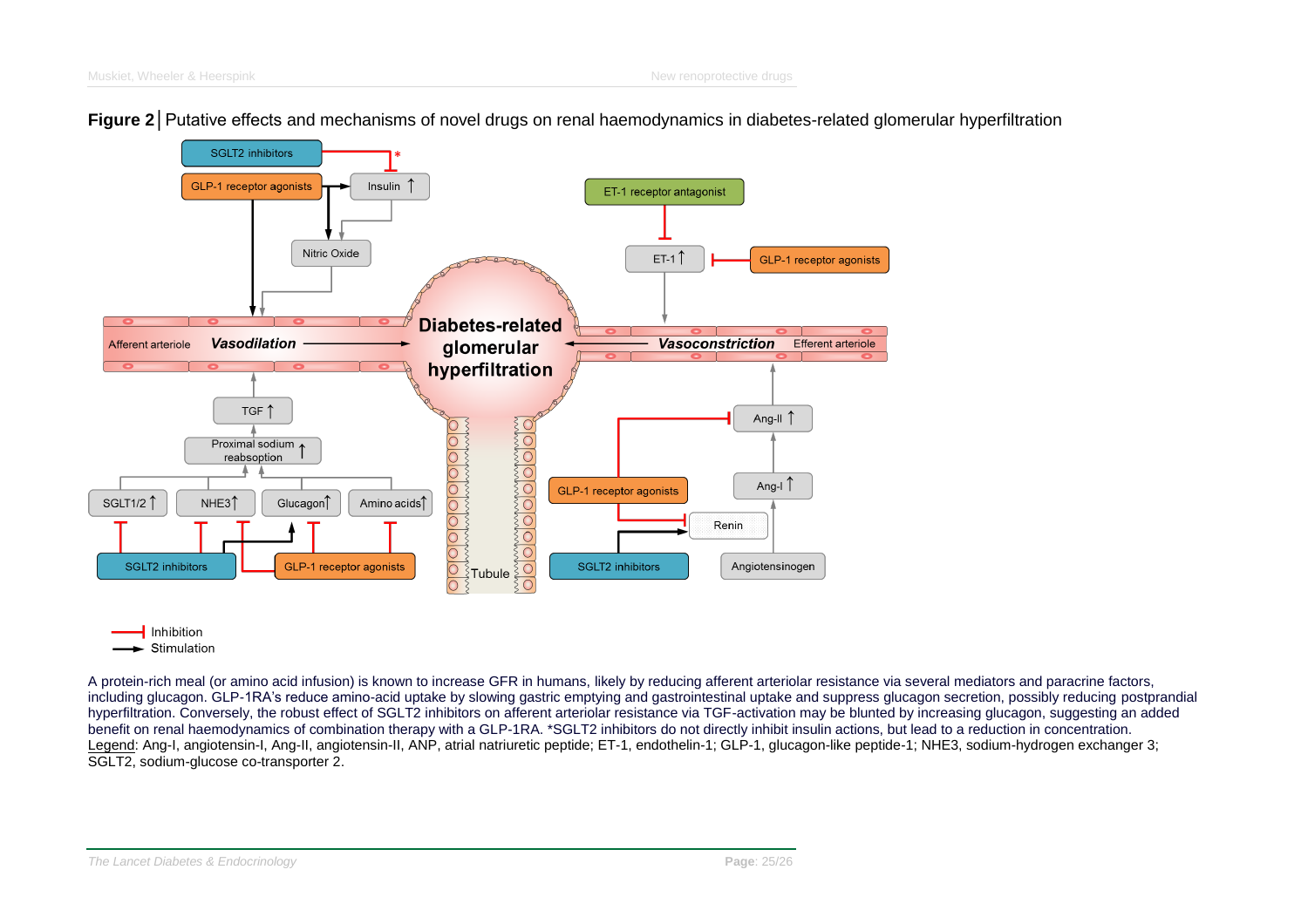**Figure 2** | Putative effects and mechanisms of novel drugs on renal haemodynamics in diabetes-related glomerular hyperfiltration

A protein-rich meal (or amino acid infusion) is known to increase GFR in humans, likely by reducing afferent arteriolar resistance via several mediators and paracrine factors, including glucagon. GLP-1RA's reduce amino-acid uptake by slowing gastric emptying and gastrointestinal uptake and suppress glucagon secretion, possibly reducing postprandial hyperfiltration. Conversely, the robust effect of SGLT2 inhibitors on afferent arteriolar resistance via TGF-activation may be blunted by increasing glucagon, suggesting an added benefit on renal haemodynamics of combination therapy with a GLP-1RA. *SGLT2 inhibitors do not directly inhibit insulin actions, but lead to a reduction in concentration.
Legend: Ang-I, angiotensin-I, Ang-II, angiotensin-II, ANP, atrial natriuretic peptide; ET-1, endothelin-1; GLP-1, glucagon-like peptide-1; NHE3, sodium-hydrogen exchanger 3; SGLT2, sodium-glucose co-transporter 2.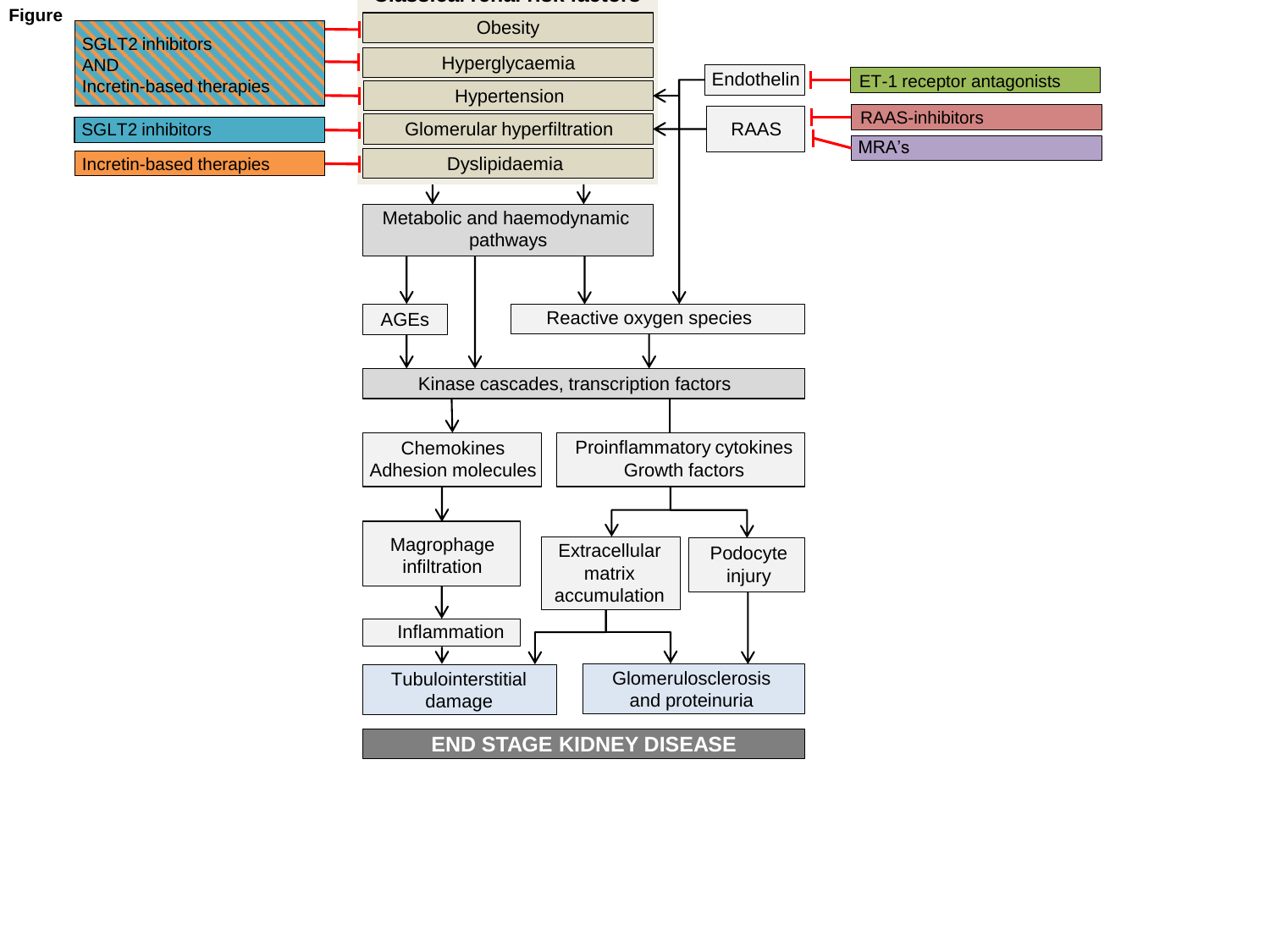**Figure**

Classical renal risk factors

- SGLT2 inhibitors AND Incretin-based therapies ⊣ Obesity, Hyperglycaemia, Hypertension
- SGLT2 inhibitors ⊣ Glomerular hyperfiltration
- Incretin-based therapies ⊣ Dyslipidaemia
- ET-1 receptor antagonists ⊣ Endothelin
- RAAS-inhibitors ⊣ RAAS
- MRA's ⊣ RAAS

Endothelin → Hypertension, Glomerular hyperfiltration, Reactive oxygen species

RAAS → Hypertension, Glomerular hyperfiltration, Reactive oxygen species

Obesity, Hyperglycaemia, Hypertension, Glomerular hyperfiltration, Dyslipidaemia → Metabolic and haemodynamic pathways

Metabolic and haemodynamic pathways → AGEs; Kinase cascades, transcription factors; Reactive oxygen species

AGEs → Kinase cascades, transcription factors

Reactive oxygen species → Kinase cascades, transcription factors

Kinase cascades, transcription factors → Chemokines, Adhesion molecules; Proinflammatory cytokines, Growth factors

Chemokines, Adhesion molecules → Magrophage infiltration → Inflammation → Tubulointerstitial damage

Proinflammatory cytokines, Growth factors → Extracellular matrix accumulation; Podocyte injury

Extracellular matrix accumulation → Tubulointerstitial damage; Glomerulosclerosis and proteinuria

Podocyte injury → Glomerulosclerosis and proteinuria

END STAGE KIDNEY DISEASE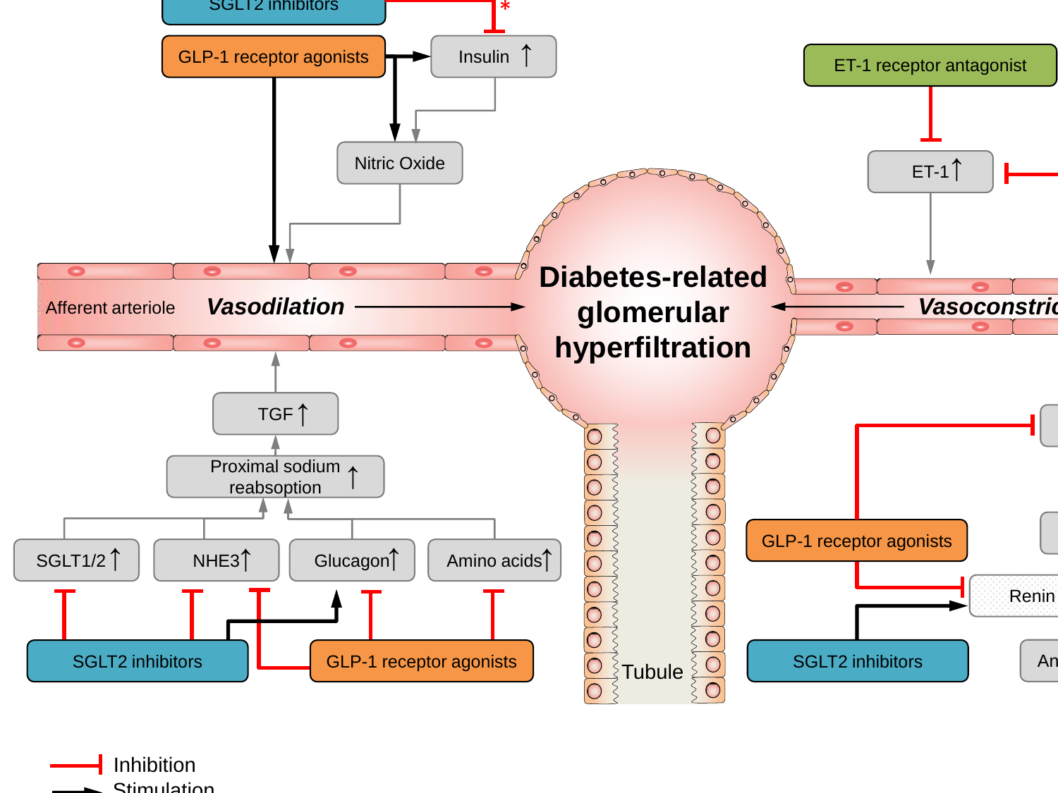SGLT2 inhibitors

*

GLP-1 receptor agonists

Insulin ↑

Nitric Oxide

ET-1 receptor antagonist

ET-1↑

Afferent arteriole

*Vasodilation*

**Diabetes-related glomerular hyperfiltration**

*Vasoconstric*

TGF ↑

Proximal sodium reabsoption ↑

SGLT1/2 ↑

NHE3↑

Glucagon↑

Amino acids↑

SGLT2 inhibitors

GLP-1 receptor agonists

Tubule

GLP-1 receptor agonists

Renin

SGLT2 inhibitors

An

Inhibition

Stimulation